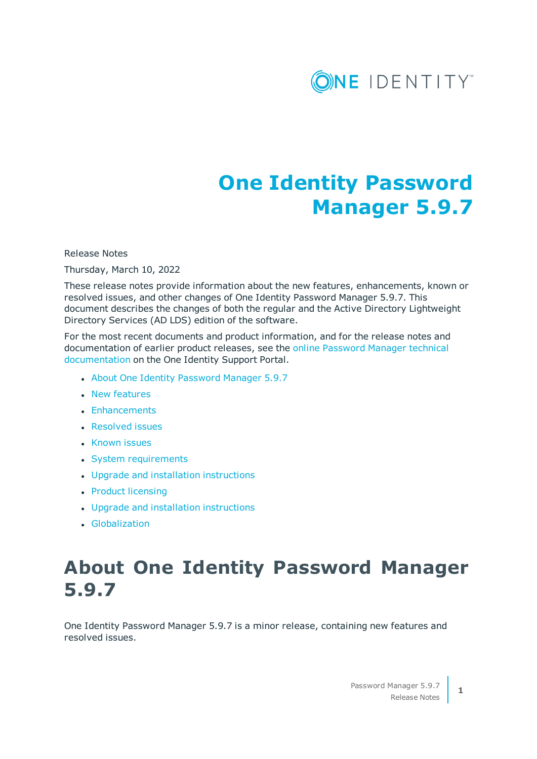# One Identity Password Manager 5.9.7

Release Notes

Thursday, March 10, 2022

These release notes provide information about the new features, enhancements, known or resolved issues, and other changes of One Identity Password Manager 5.9.7. This document describes the changes of both the regular and the Active Directory Lightweight Directory Services (AD LDS) edition of the software.

For the most recent documents and product information, and for the release notes and documentation of earlier product releases, see the online Password Manager technical documentation on the One Identity Support Portal.

- About One Identity Password Manager 5.9.7
- New features
- Enhancements
- Resolved issues
- Known issues
- System requirements
- Upgrade and installation instructions
- Product licensing
- Upgrade and installation instructions
- Globalization

## About One Identity Password Manager 5.9.7

One Identity Password Manager 5.9.7 is a minor release, containing new features and resolved issues.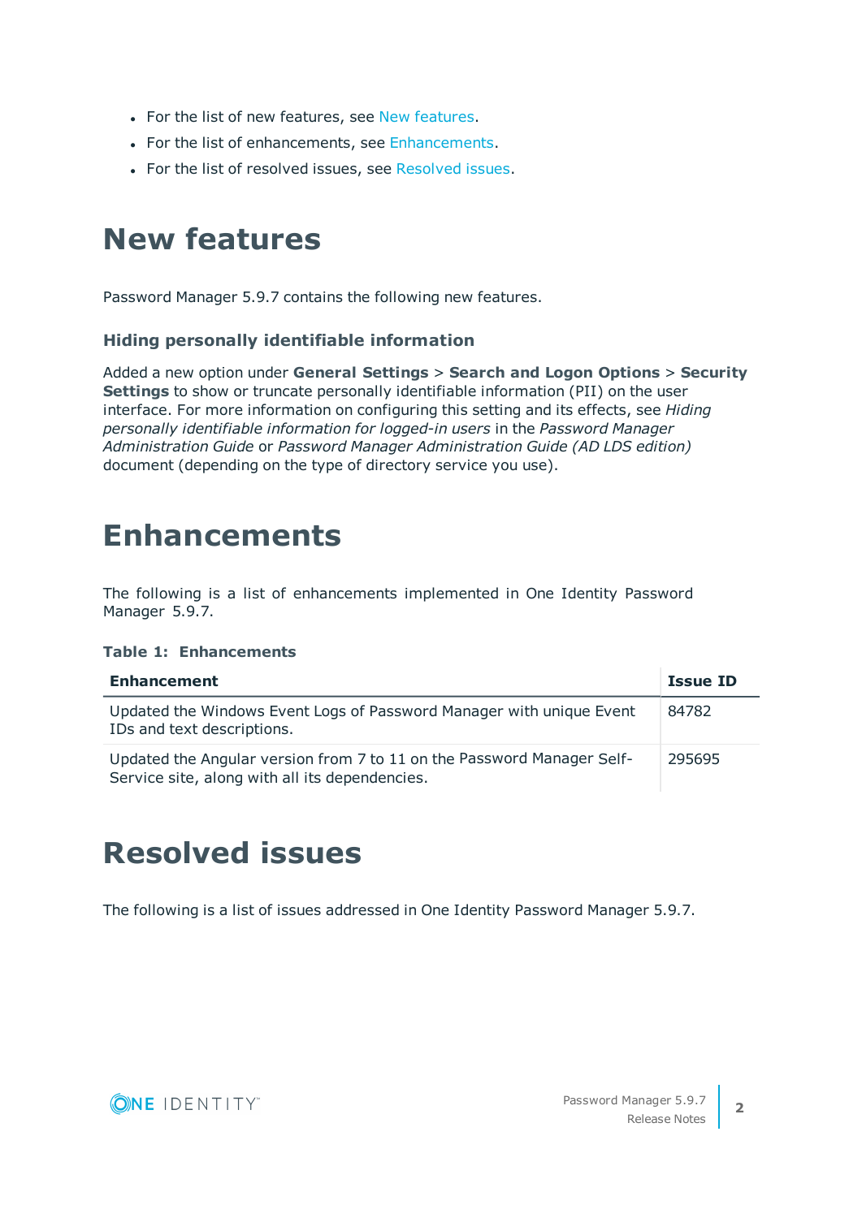- For the list of new features, see New features.
- For the list of enhancements, see Enhancements.
- For the list of resolved issues, see Resolved issues.

# New features

Password Manager 5.9.7 contains the following new features.

### Hiding personally identifiable information

Added a new option under **General Settings** > **Search and Logon Options** > **Security Settings** to show or truncate personally identifiable information (PII) on the user interface. For more information on configuring this setting and its effects, see *Hiding personally identifiable information for logged-in users* in the *Password Manager Administration Guide* or *Password Manager Administration Guide (AD LDS edition)* document (depending on the type of directory service you use).

# Enhancements

The following is a list of enhancements implemented in One Identity Password Manager 5.9.7.

**Table 1: Enhancements**

| Enhancement | Issue ID |
| --- | --- |
| Updated the Windows Event Logs of Password Manager with unique Event IDs and text descriptions. | 84782 |
| Updated the Angular version from 7 to 11 on the Password Manager Self-Service site, along with all its dependencies. | 295695 |

# Resolved issues

The following is a list of issues addressed in One Identity Password Manager 5.9.7.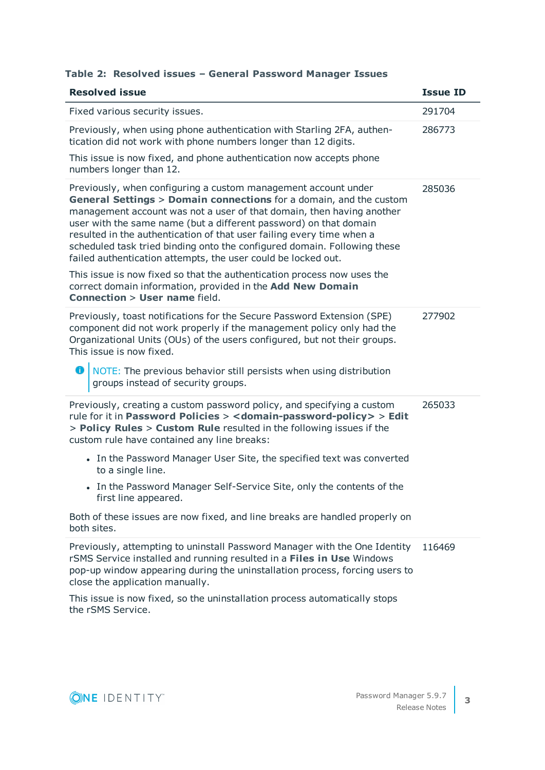**Table 2: Resolved issues – General Password Manager Issues**

| Resolved issue | Issue ID |
|---|---|
| Fixed various security issues. | 291704 |
| Previously, when using phone authentication with Starling 2FA, authentication did not work with phone numbers longer than 12 digits.<br><br>This issue is now fixed, and phone authentication now accepts phone numbers longer than 12. | 286773 |
| Previously, when configuring a custom management account under **General Settings** > **Domain connections** for a domain, and the custom management account was not a user of that domain, then having another user with the same name (but a different password) on that domain resulted in the authentication of that user failing every time when a scheduled task tried binding onto the configured domain. Following these failed authentication attempts, the user could be locked out.<br><br>This issue is now fixed so that the authentication process now uses the correct domain information, provided in the **Add New Domain Connection** > **User name** field. | 285036 |
| Previously, toast notifications for the Secure Password Extension (SPE) component did not work properly if the management policy only had the Organizational Units (OUs) of the users configured, but not their groups. This issue is now fixed.<br><br>NOTE: The previous behavior still persists when using distribution groups instead of security groups. | 277902 |
| Previously, creating a custom password policy, and specifying a custom rule for it in **Password Policies** > **<domain-password-policy>** > **Edit** > **Policy Rules** > **Custom Rule** resulted in the following issues if the custom rule have contained any line breaks:<br><br>• In the Password Manager User Site, the specified text was converted to a single line.<br>• In the Password Manager Self-Service Site, only the contents of the first line appeared.<br><br>Both of these issues are now fixed, and line breaks are handled properly on both sites. | 265033 |
| Previously, attempting to uninstall Password Manager with the One Identity rSMS Service installed and running resulted in a **Files in Use** Windows pop-up window appearing during the uninstallation process, forcing users to close the application manually.<br><br>This issue is now fixed, so the uninstallation process automatically stops the rSMS Service. | 116469 |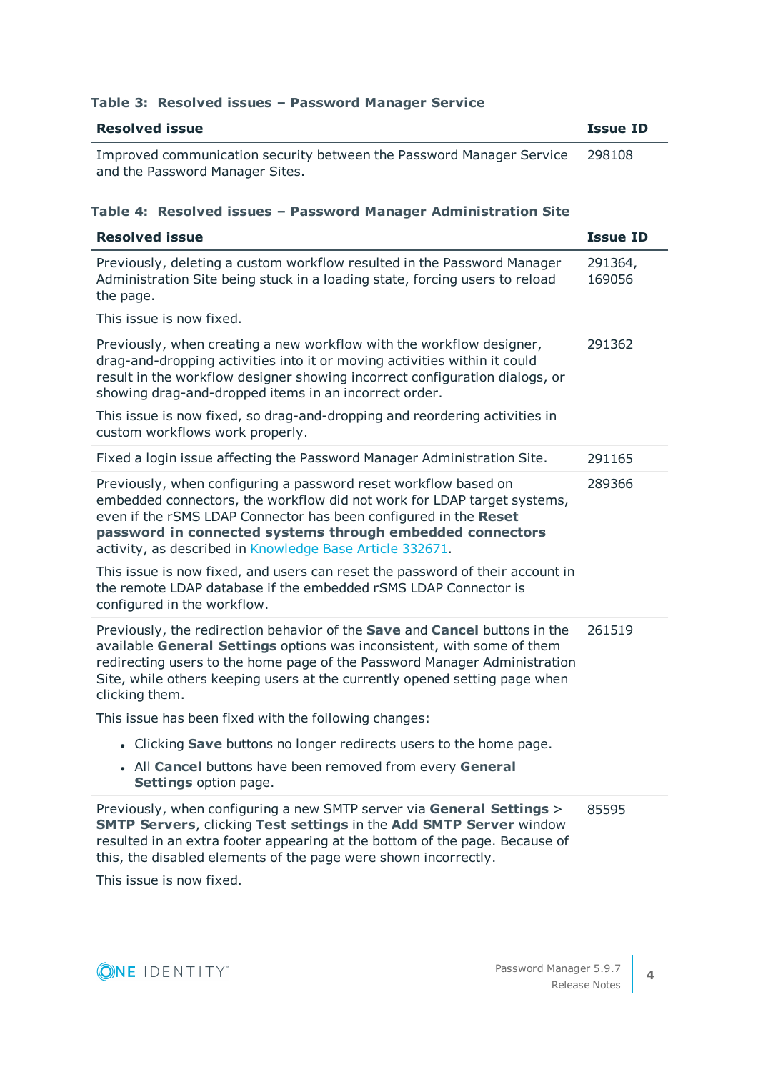**Table 3: Resolved issues – Password Manager Service**

| Resolved issue | Issue ID |
| --- | --- |
| Improved communication security between the Password Manager Service and the Password Manager Sites. | 298108 |

**Table 4: Resolved issues – Password Manager Administration Site**

| Resolved issue | Issue ID |
| --- | --- |
| Previously, deleting a custom workflow resulted in the Password Manager Administration Site being stuck in a loading state, forcing users to reload the page.<br><br>This issue is now fixed. | 291364, 169056 |
| Previously, when creating a new workflow with the workflow designer, drag-and-dropping activities into it or moving activities within it could result in the workflow designer showing incorrect configuration dialogs, or showing drag-and-dropped items in an incorrect order.<br><br>This issue is now fixed, so drag-and-dropping and reordering activities in custom workflows work properly. | 291362 |
| Fixed a login issue affecting the Password Manager Administration Site. | 291165 |
| Previously, when configuring a password reset workflow based on embedded connectors, the workflow did not work for LDAP target systems, even if the rSMS LDAP Connector has been configured in the **Reset password in connected systems through embedded connectors** activity, as described in Knowledge Base Article 332671.<br><br>This issue is now fixed, and users can reset the password of their account in the remote LDAP database if the embedded rSMS LDAP Connector is configured in the workflow. | 289366 |
| Previously, the redirection behavior of the **Save** and **Cancel** buttons in the available **General Settings** options was inconsistent, with some of them redirecting users to the home page of the Password Manager Administration Site, while others keeping users at the currently opened setting page when clicking them.<br><br>This issue has been fixed with the following changes:<br><br>• Clicking **Save** buttons no longer redirects users to the home page.<br>• All **Cancel** buttons have been removed from every **General Settings** option page. | 261519 |
| Previously, when configuring a new SMTP server via **General Settings** > **SMTP Servers**, clicking **Test settings** in the **Add SMTP Server** window resulted in an extra footer appearing at the bottom of the page. Because of this, the disabled elements of the page were shown incorrectly.<br><br>This issue is now fixed. | 85595 |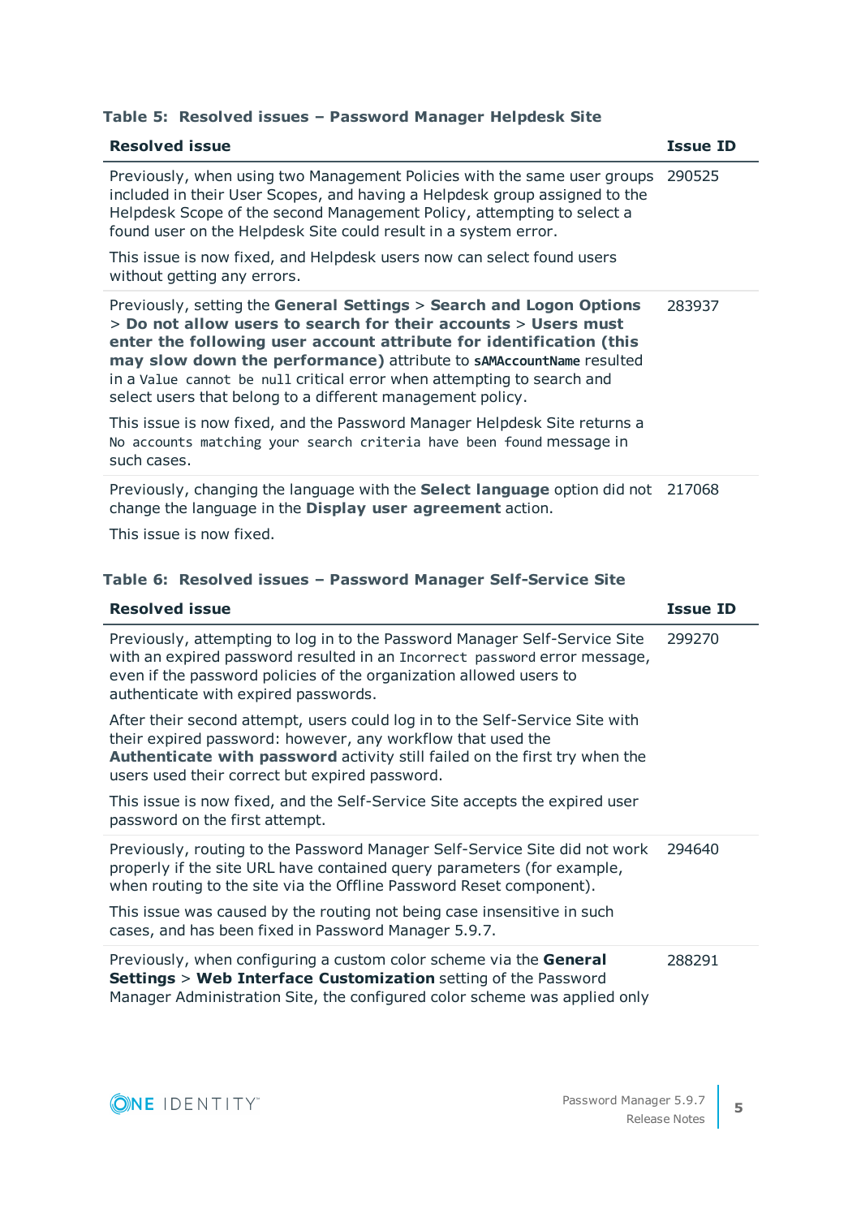**Table 5: Resolved issues – Password Manager Helpdesk Site**

| Resolved issue | Issue ID |
|---|---|
| Previously, when using two Management Policies with the same user groups included in their User Scopes, and having a Helpdesk group assigned to the Helpdesk Scope of the second Management Policy, attempting to select a found user on the Helpdesk Site could result in a system error.<br><br>This issue is now fixed, and Helpdesk users now can select found users without getting any errors. | 290525 |
| Previously, setting the **General Settings** > **Search and Logon Options** > **Do not allow users to search for their accounts** > **Users must enter the following user account attribute for identification (this may slow down the performance)** attribute to **`sAMAccountName`** resulted in a `Value cannot be null` critical error when attempting to search and select users that belong to a different management policy.<br><br>This issue is now fixed, and the Password Manager Helpdesk Site returns a `No accounts matching your search criteria have been found` message in such cases. | 283937 |
| Previously, changing the language with the **Select language** option did not change the language in the **Display user agreement** action.<br><br>This issue is now fixed. | 217068 |

**Table 6: Resolved issues – Password Manager Self-Service Site**

| Resolved issue | Issue ID |
|---|---|
| Previously, attempting to log in to the Password Manager Self-Service Site with an expired password resulted in an `Incorrect password` error message, even if the password policies of the organization allowed users to authenticate with expired passwords.<br><br>After their second attempt, users could log in to the Self-Service Site with their expired password: however, any workflow that used the **Authenticate with password** activity still failed on the first try when the users used their correct but expired password.<br><br>This issue is now fixed, and the Self-Service Site accepts the expired user password on the first attempt. | 299270 |
| Previously, routing to the Password Manager Self-Service Site did not work properly if the site URL have contained query parameters (for example, when routing to the site via the Offline Password Reset component).<br><br>This issue was caused by the routing not being case insensitive in such cases, and has been fixed in Password Manager 5.9.7. | 294640 |
| Previously, when configuring a custom color scheme via the **General Settings** > **Web Interface Customization** setting of the Password Manager Administration Site, the configured color scheme was applied only | 288291 |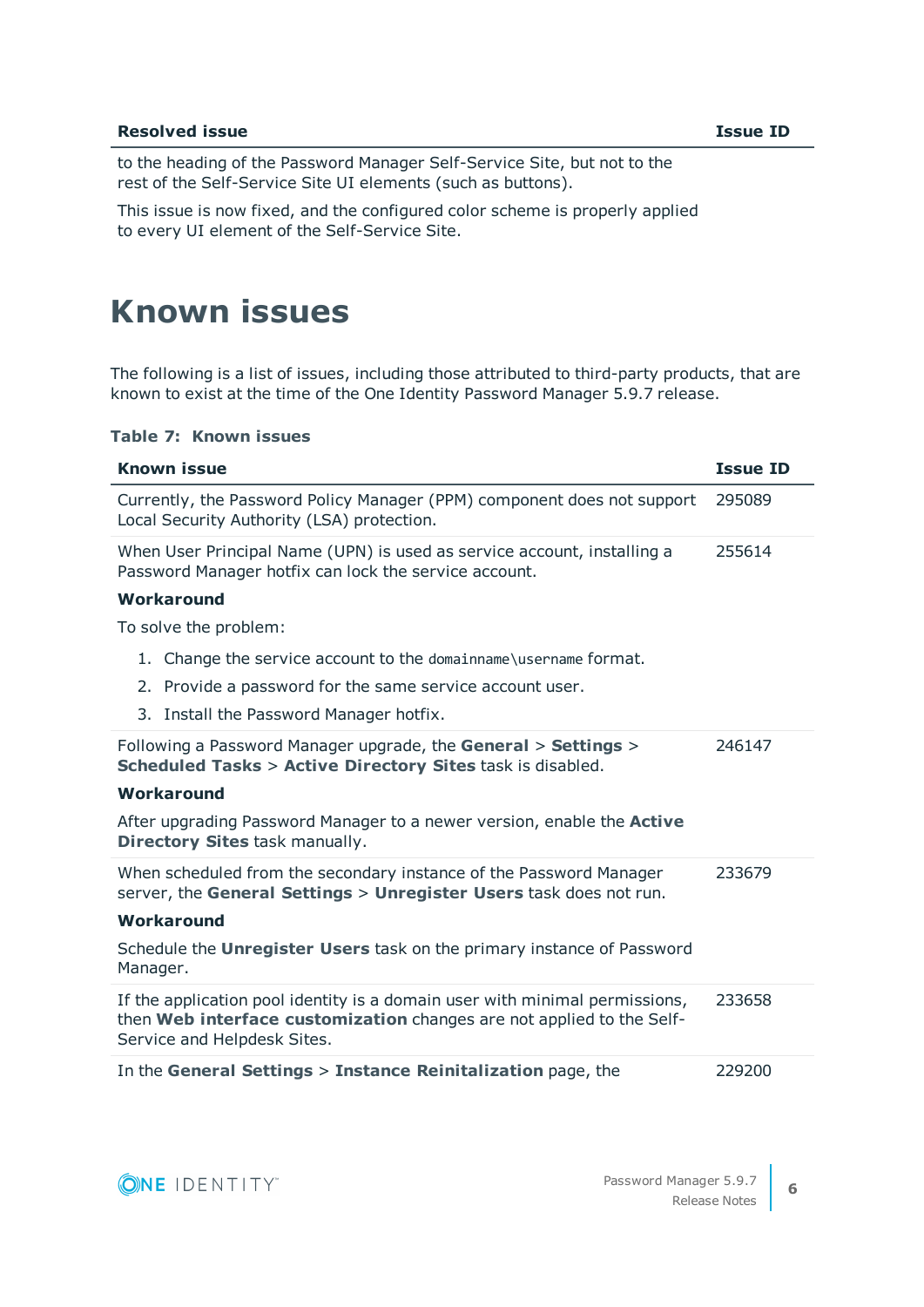| Resolved issue | Issue ID |
| --- | --- |
| to the heading of the Password Manager Self-Service Site, but not to the rest of the Self-Service Site UI elements (such as buttons).<br><br>This issue is now fixed, and the configured color scheme is properly applied to every UI element of the Self-Service Site. | |

# Known issues

The following is a list of issues, including those attributed to third-party products, that are known to exist at the time of the One Identity Password Manager 5.9.7 release.

**Table 7: Known issues**

| Known issue | Issue ID |
| --- | --- |
| Currently, the Password Policy Manager (PPM) component does not support Local Security Authority (LSA) protection. | 295089 |
| When User Principal Name (UPN) is used as service account, installing a Password Manager hotfix can lock the service account.<br><br>**Workaround**<br><br>To solve the problem:<br><br>1. Change the service account to the `domainname\username` format.<br>2. Provide a password for the same service account user.<br>3. Install the Password Manager hotfix. | 255614 |
| Following a Password Manager upgrade, the **General** > **Settings** > **Scheduled Tasks** > **Active Directory Sites** task is disabled.<br><br>**Workaround**<br><br>After upgrading Password Manager to a newer version, enable the **Active Directory Sites** task manually. | 246147 |
| When scheduled from the secondary instance of the Password Manager server, the **General Settings** > **Unregister Users** task does not run.<br><br>**Workaround**<br><br>Schedule the **Unregister Users** task on the primary instance of Password Manager. | 233679 |
| If the application pool identity is a domain user with minimal permissions, then **Web interface customization** changes are not applied to the Self-Service and Helpdesk Sites. | 233658 |
| In the **General Settings** > **Instance Reinitalization** page, the | 229200 |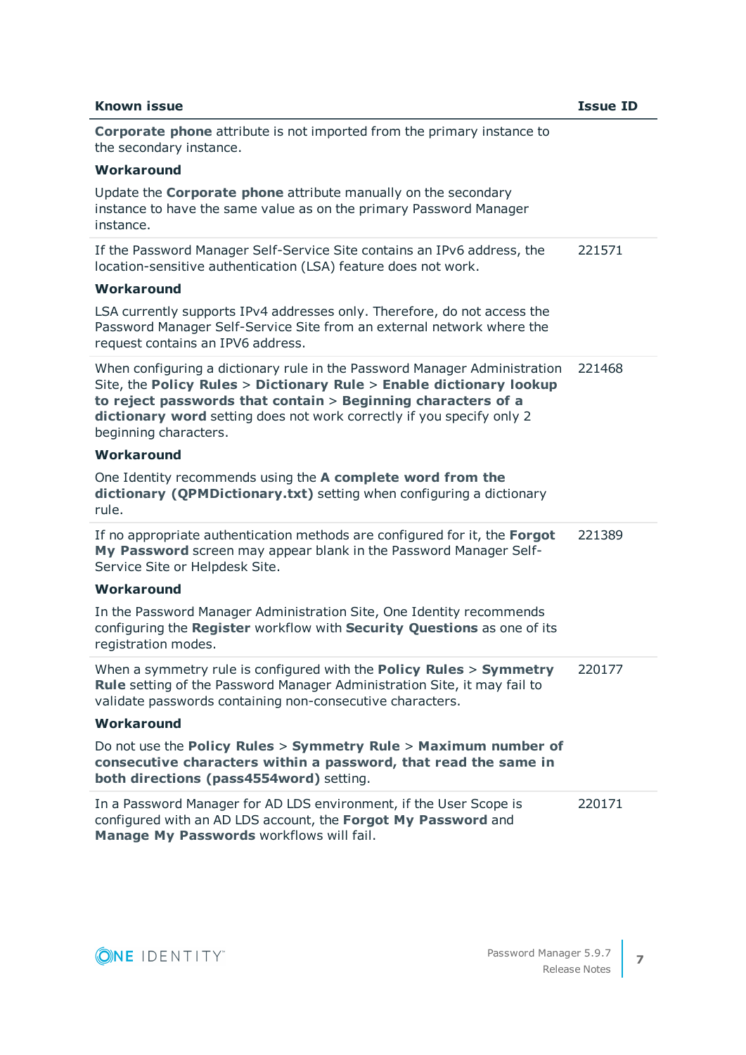| Known issue | Issue ID |
| --- | --- |
| **Corporate phone** attribute is not imported from the primary instance to the secondary instance.<br><br>**Workaround**<br><br>Update the **Corporate phone** attribute manually on the secondary instance to have the same value as on the primary Password Manager instance. | |
| If the Password Manager Self-Service Site contains an IPv6 address, the location-sensitive authentication (LSA) feature does not work.<br><br>**Workaround**<br><br>LSA currently supports IPv4 addresses only. Therefore, do not access the Password Manager Self-Service Site from an external network where the request contains an IPV6 address. | 221571 |
| When configuring a dictionary rule in the Password Manager Administration Site, the **Policy Rules** > **Dictionary Rule** > **Enable dictionary lookup to reject passwords that contain** > **Beginning characters of a dictionary word** setting does not work correctly if you specify only 2 beginning characters.<br><br>**Workaround**<br><br>One Identity recommends using the **A complete word from the dictionary (QPMDictionary.txt)** setting when configuring a dictionary rule. | 221468 |
| If no appropriate authentication methods are configured for it, the **Forgot My Password** screen may appear blank in the Password Manager Self-Service Site or Helpdesk Site.<br><br>**Workaround**<br><br>In the Password Manager Administration Site, One Identity recommends configuring the **Register** workflow with **Security Questions** as one of its registration modes. | 221389 |
| When a symmetry rule is configured with the **Policy Rules** > **Symmetry Rule** setting of the Password Manager Administration Site, it may fail to validate passwords containing non-consecutive characters.<br><br>**Workaround**<br><br>Do not use the **Policy Rules** > **Symmetry Rule** > **Maximum number of consecutive characters within a password, that read the same in both directions (pass4554word)** setting. | 220177 |
| In a Password Manager for AD LDS environment, if the User Scope is configured with an AD LDS account, the **Forgot My Password** and **Manage My Passwords** workflows will fail. | 220171 |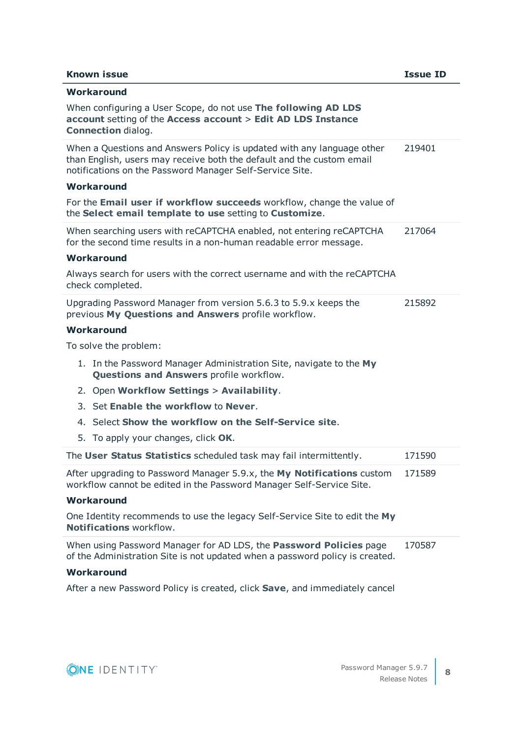| Known issue | Issue ID |
| --- | --- |
| **Workaround**<br><br>When configuring a User Scope, do not use **The following AD LDS account** setting of the **Access account** > **Edit AD LDS Instance Connection** dialog. | |
| When a Questions and Answers Policy is updated with any language other than English, users may receive both the default and the custom email notifications on the Password Manager Self-Service Site.<br><br>**Workaround**<br><br>For the **Email user if workflow succeeds** workflow, change the value of the **Select email template to use** setting to **Customize**. | 219401 |
| When searching users with reCAPTCHA enabled, not entering reCAPTCHA for the second time results in a non-human readable error message.<br><br>**Workaround**<br><br>Always search for users with the correct username and with the reCAPTCHA check completed. | 217064 |
| Upgrading Password Manager from version 5.6.3 to 5.9.x keeps the previous **My Questions and Answers** profile workflow.<br><br>**Workaround**<br><br>To solve the problem:<br><br>1. In the Password Manager Administration Site, navigate to the **My Questions and Answers** profile workflow.<br>2. Open **Workflow Settings** > **Availability**.<br>3. Set **Enable the workflow** to **Never**.<br>4. Select **Show the workflow on the Self-Service site**.<br>5. To apply your changes, click **OK**. | 215892 |
| The **User Status Statistics** scheduled task may fail intermittently. | 171590 |
| After upgrading to Password Manager 5.9.x, the **My Notifications** custom workflow cannot be edited in the Password Manager Self-Service Site.<br><br>**Workaround**<br><br>One Identity recommends to use the legacy Self-Service Site to edit the **My Notifications** workflow. | 171589 |
| When using Password Manager for AD LDS, the **Password Policies** page of the Administration Site is not updated when a password policy is created.<br><br>**Workaround**<br><br>After a new Password Policy is created, click **Save**, and immediately cancel | 170587 |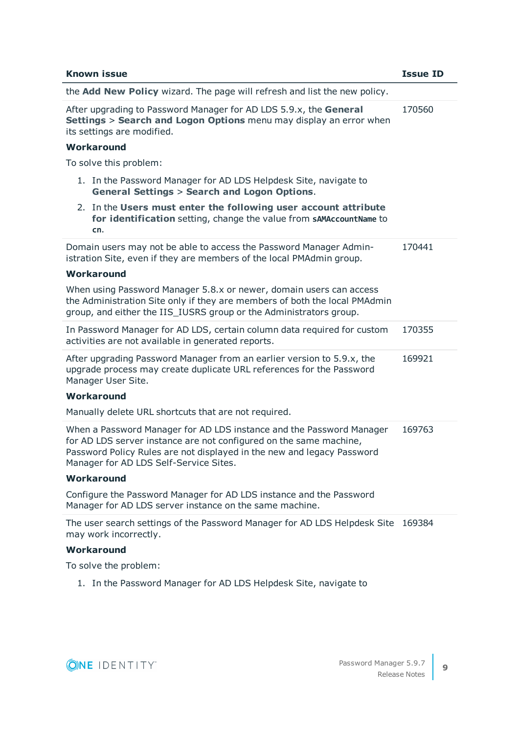| Known issue | Issue ID |
|---|---|
| the **Add New Policy** wizard. The page will refresh and list the new policy. | |
| After upgrading to Password Manager for AD LDS 5.9.x, the **General Settings** > **Search and Logon Options** menu may display an error when its settings are modified.<br><br>**Workaround**<br><br>To solve this problem:<br><br>1. In the Password Manager for AD LDS Helpdesk Site, navigate to **General Settings** > **Search and Logon Options**.<br>2. In the **Users must enter the following user account attribute for identification** setting, change the value from `sAMAccountName` to `cn`. | 170560 |
| Domain users may not be able to access the Password Manager Administration Site, even if they are members of the local PMAdmin group.<br><br>**Workaround**<br><br>When using Password Manager 5.8.x or newer, domain users can access the Administration Site only if they are members of both the local PMAdmin group, and either the IIS_IUSRS group or the Administrators group. | 170441 |
| In Password Manager for AD LDS, certain column data required for custom activities are not available in generated reports. | 170355 |
| After upgrading Password Manager from an earlier version to 5.9.x, the upgrade process may create duplicate URL references for the Password Manager User Site.<br><br>**Workaround**<br><br>Manually delete URL shortcuts that are not required. | 169921 |
| When a Password Manager for AD LDS instance and the Password Manager for AD LDS server instance are not configured on the same machine, Password Policy Rules are not displayed in the new and legacy Password Manager for AD LDS Self-Service Sites.<br><br>**Workaround**<br><br>Configure the Password Manager for AD LDS instance and the Password Manager for AD LDS server instance on the same machine. | 169763 |
| The user search settings of the Password Manager for AD LDS Helpdesk Site may work incorrectly.<br><br>**Workaround**<br><br>To solve the problem:<br><br>1. In the Password Manager for AD LDS Helpdesk Site, navigate to | 169384 |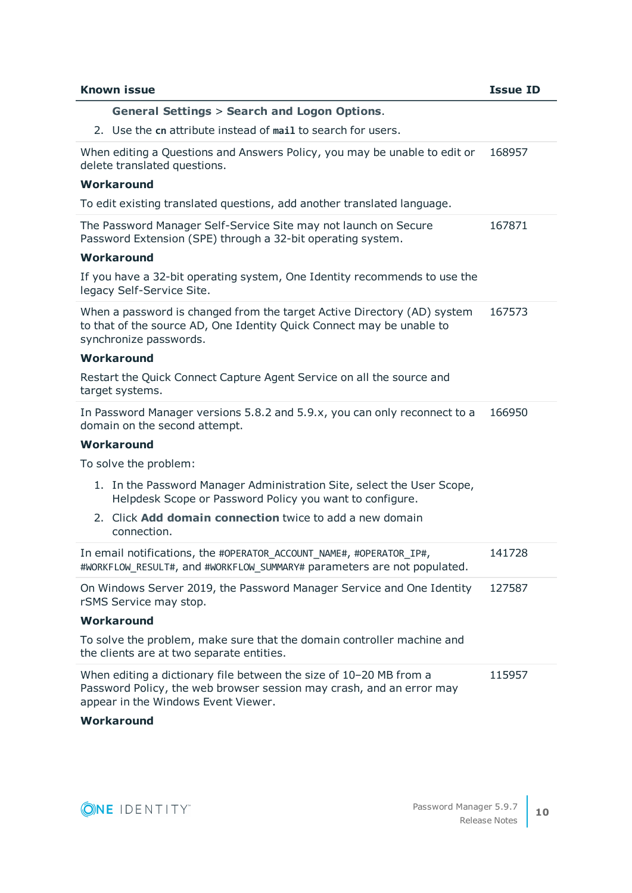| Known issue | Issue ID |
| --- | --- |
| **General Settings** > **Search and Logon Options**.<br>2. Use the **cn** attribute instead of **mail** to search for users. | |
| When editing a Questions and Answers Policy, you may be unable to edit or delete translated questions.<br>**Workaround**<br>To edit existing translated questions, add another translated language. | 168957 |
| The Password Manager Self-Service Site may not launch on Secure Password Extension (SPE) through a 32-bit operating system.<br>**Workaround**<br>If you have a 32-bit operating system, One Identity recommends to use the legacy Self-Service Site. | 167871 |
| When a password is changed from the target Active Directory (AD) system to that of the source AD, One Identity Quick Connect may be unable to synchronize passwords.<br>**Workaround**<br>Restart the Quick Connect Capture Agent Service on all the source and target systems. | 167573 |
| In Password Manager versions 5.8.2 and 5.9.x, you can only reconnect to a domain on the second attempt.<br>**Workaround**<br>To solve the problem:<br>1. In the Password Manager Administration Site, select the User Scope, Helpdesk Scope or Password Policy you want to configure.<br>2. Click **Add domain connection** twice to add a new domain connection. | 166950 |
| In email notifications, the `#OPERATOR_ACCOUNT_NAME#`, `#OPERATOR_IP#`, `#WORKFLOW_RESULT#`, and `#WORKFLOW_SUMMARY#` parameters are not populated. | 141728 |
| On Windows Server 2019, the Password Manager Service and One Identity rSMS Service may stop.<br>**Workaround**<br>To solve the problem, make sure that the domain controller machine and the clients are at two separate entities. | 127587 |
| When editing a dictionary file between the size of 10–20 MB from a Password Policy, the web browser session may crash, and an error may appear in the Windows Event Viewer.<br>**Workaround** | 115957 |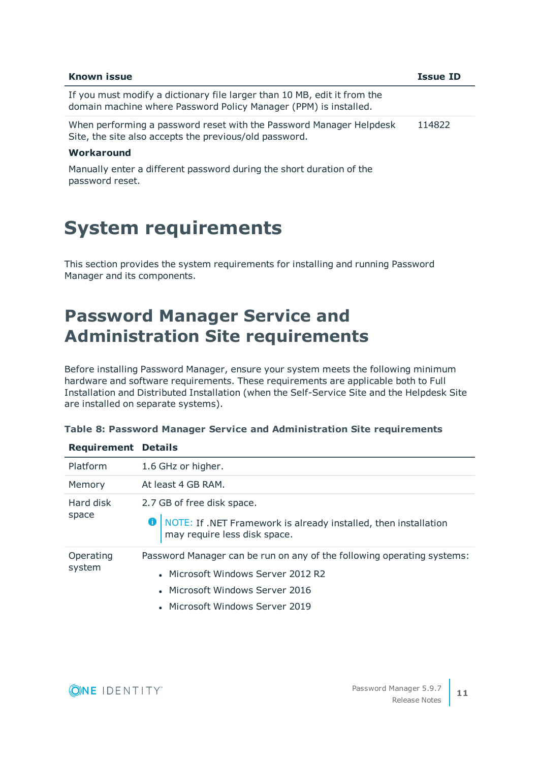| Known issue | Issue ID |
| --- | --- |
| If you must modify a dictionary file larger than 10 MB, edit it from the domain machine where Password Policy Manager (PPM) is installed. | |
| When performing a password reset with the Password Manager Helpdesk Site, the site also accepts the previous/old password.<br><br>**Workaround**<br><br>Manually enter a different password during the short duration of the password reset. | 114822 |

# System requirements

This section provides the system requirements for installing and running Password Manager and its components.

## Password Manager Service and Administration Site requirements

Before installing Password Manager, ensure your system meets the following minimum hardware and software requirements. These requirements are applicable both to Full Installation and Distributed Installation (when the Self-Service Site and the Helpdesk Site are installed on separate systems).

**Table 8: Password Manager Service and Administration Site requirements**

| Requirement | Details |
| --- | --- |
| Platform | 1.6 GHz or higher. |
| Memory | At least 4 GB RAM. |
| Hard disk space | 2.7 GB of free disk space.<br><br>NOTE: If .NET Framework is already installed, then installation may require less disk space. |
| Operating system | Password Manager can be run on any of the following operating systems:<br><br>• Microsoft Windows Server 2012 R2<br>• Microsoft Windows Server 2016<br>• Microsoft Windows Server 2019 |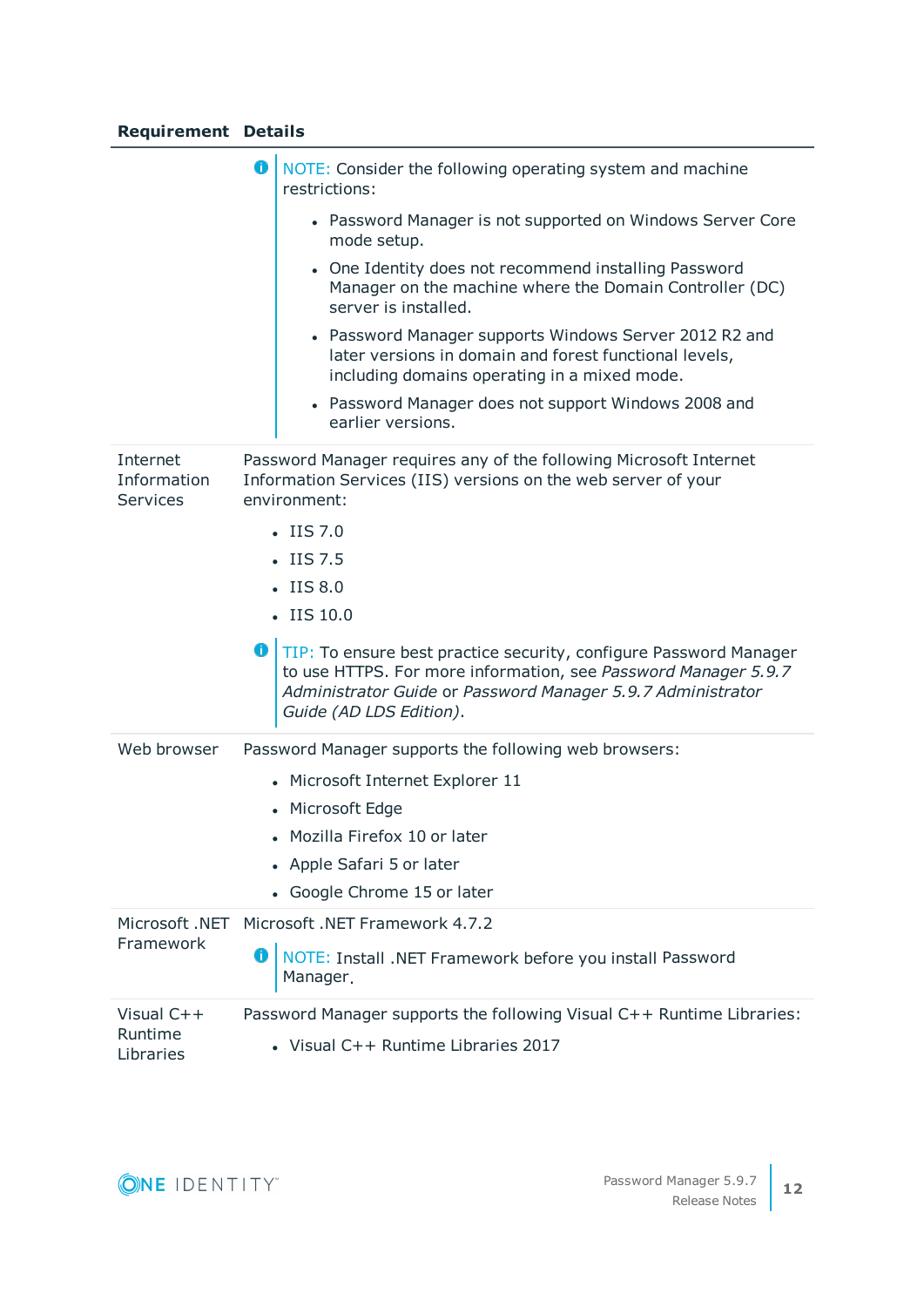| Requirement | Details |
| --- | --- |
| | NOTE: Consider the following operating system and machine restrictions:<br>• Password Manager is not supported on Windows Server Core mode setup.<br>• One Identity does not recommend installing Password Manager on the machine where the Domain Controller (DC) server is installed.<br>• Password Manager supports Windows Server 2012 R2 and later versions in domain and forest functional levels, including domains operating in a mixed mode.<br>• Password Manager does not support Windows 2008 and earlier versions. |
| Internet Information Services | Password Manager requires any of the following Microsoft Internet Information Services (IIS) versions on the web server of your environment:<br>• IIS 7.0<br>• IIS 7.5<br>• IIS 8.0<br>• IIS 10.0<br><br>TIP: To ensure best practice security, configure Password Manager to use HTTPS. For more information, see *Password Manager 5.9.7 Administrator Guide* or *Password Manager 5.9.7 Administrator Guide (AD LDS Edition)*. |
| Web browser | Password Manager supports the following web browsers:<br>• Microsoft Internet Explorer 11<br>• Microsoft Edge<br>• Mozilla Firefox 10 or later<br>• Apple Safari 5 or later<br>• Google Chrome 15 or later |
| Microsoft .NET Framework | Microsoft .NET Framework 4.7.2<br><br>NOTE: Install .NET Framework before you install Password Manager. |
| Visual C++ Runtime Libraries | Password Manager supports the following Visual C++ Runtime Libraries:<br>• Visual C++ Runtime Libraries 2017 |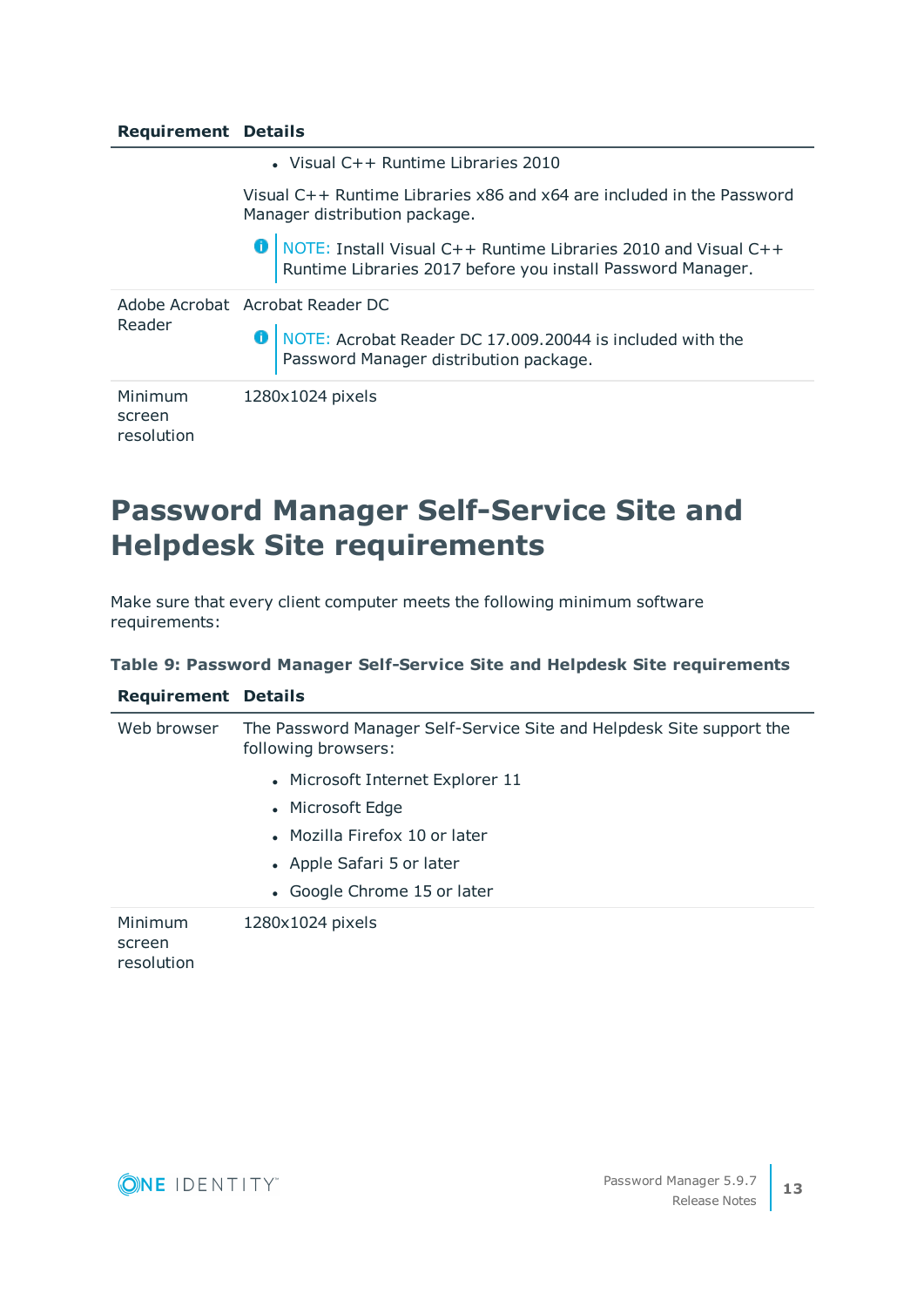| Requirement | Details |
|---|---|
| | • Visual C++ Runtime Libraries 2010<br><br>Visual C++ Runtime Libraries x86 and x64 are included in the Password Manager distribution package.<br><br>NOTE: Install Visual C++ Runtime Libraries 2010 and Visual C++ Runtime Libraries 2017 before you install Password Manager. |
| Adobe Acrobat Reader | Acrobat Reader DC<br><br>NOTE: Acrobat Reader DC 17.009.20044 is included with the Password Manager distribution package. |
| Minimum screen resolution | 1280x1024 pixels |

## Password Manager Self-Service Site and Helpdesk Site requirements

Make sure that every client computer meets the following minimum software requirements:

**Table 9: Password Manager Self-Service Site and Helpdesk Site requirements**

| Requirement | Details |
|---|---|
| Web browser | The Password Manager Self-Service Site and Helpdesk Site support the following browsers:<br><br>• Microsoft Internet Explorer 11<br>• Microsoft Edge<br>• Mozilla Firefox 10 or later<br>• Apple Safari 5 or later<br>• Google Chrome 15 or later |
| Minimum screen resolution | 1280x1024 pixels |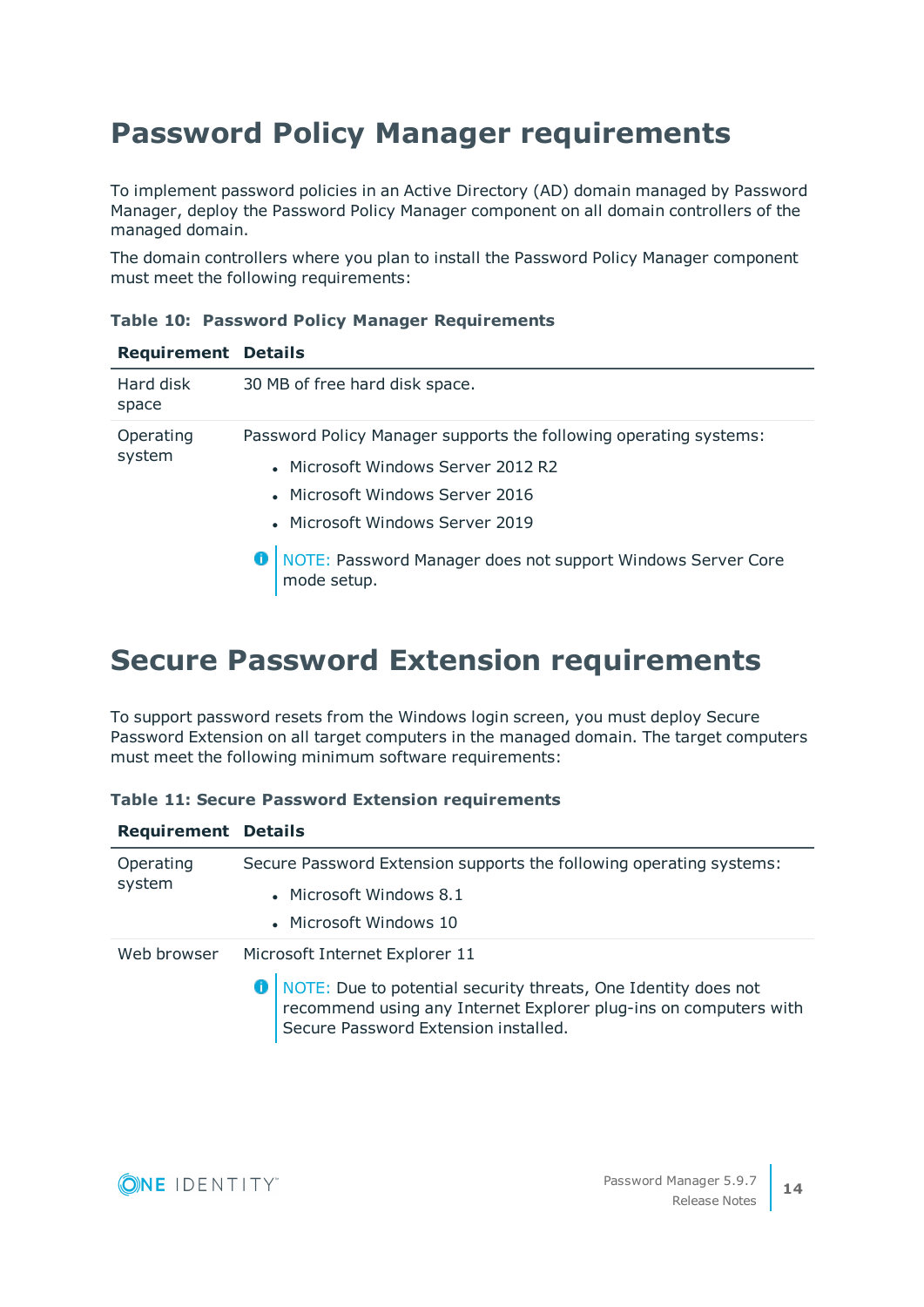# Password Policy Manager requirements

To implement password policies in an Active Directory (AD) domain managed by Password Manager, deploy the Password Policy Manager component on all domain controllers of the managed domain.

The domain controllers where you plan to install the Password Policy Manager component must meet the following requirements:

**Table 10: Password Policy Manager Requirements**

| Requirement | Details |
|---|---|
| Hard disk space | 30 MB of free hard disk space. |
| Operating system | Password Policy Manager supports the following operating systems:<br>• Microsoft Windows Server 2012 R2<br>• Microsoft Windows Server 2016<br>• Microsoft Windows Server 2019<br><br>NOTE: Password Manager does not support Windows Server Core mode setup. |

# Secure Password Extension requirements

To support password resets from the Windows login screen, you must deploy Secure Password Extension on all target computers in the managed domain. The target computers must meet the following minimum software requirements:

**Table 11: Secure Password Extension requirements**

| Requirement | Details |
|---|---|
| Operating system | Secure Password Extension supports the following operating systems:<br>• Microsoft Windows 8.1<br>• Microsoft Windows 10 |
| Web browser | Microsoft Internet Explorer 11<br><br>NOTE: Due to potential security threats, One Identity does not recommend using any Internet Explorer plug-ins on computers with Secure Password Extension installed. |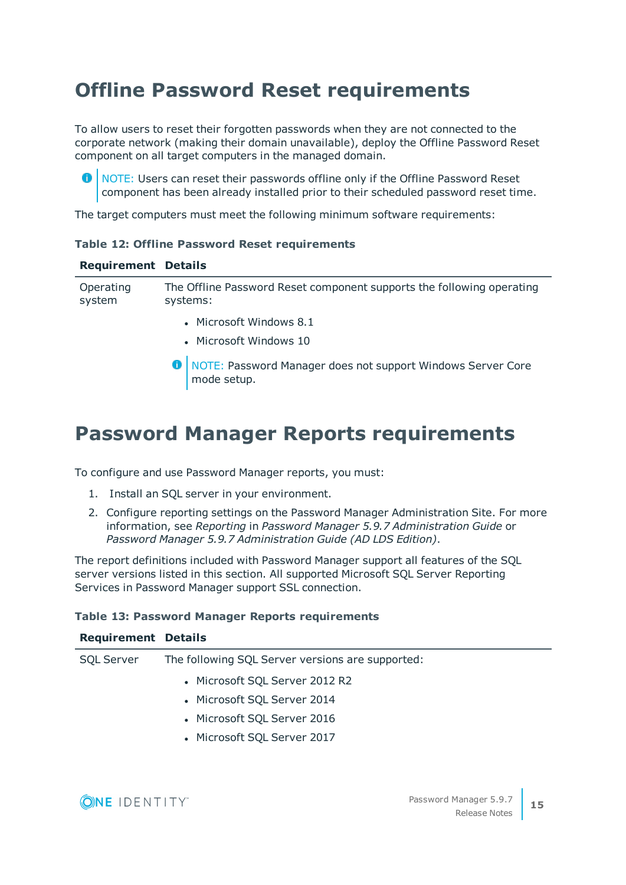# Offline Password Reset requirements

To allow users to reset their forgotten passwords when they are not connected to the corporate network (making their domain unavailable), deploy the Offline Password Reset component on all target computers in the managed domain.

> NOTE: Users can reset their passwords offline only if the Offline Password Reset component has been already installed prior to their scheduled password reset time.

The target computers must meet the following minimum software requirements:

**Table 12: Offline Password Reset requirements**

| Requirement | Details |
|---|---|
| Operating system | The Offline Password Reset component supports the following operating systems:<br>• Microsoft Windows 8.1<br>• Microsoft Windows 10<br>NOTE: Password Manager does not support Windows Server Core mode setup. |

# Password Manager Reports requirements

To configure and use Password Manager reports, you must:

1. Install an SQL server in your environment.
2. Configure reporting settings on the Password Manager Administration Site. For more information, see *Reporting* in *Password Manager 5.9.7 Administration Guide* or *Password Manager 5.9.7 Administration Guide (AD LDS Edition)*.

The report definitions included with Password Manager support all features of the SQL server versions listed in this section. All supported Microsoft SQL Server Reporting Services in Password Manager support SSL connection.

**Table 13: Password Manager Reports requirements**

| Requirement | Details |
|---|---|
| SQL Server | The following SQL Server versions are supported:<br>• Microsoft SQL Server 2012 R2<br>• Microsoft SQL Server 2014<br>• Microsoft SQL Server 2016<br>• Microsoft SQL Server 2017 |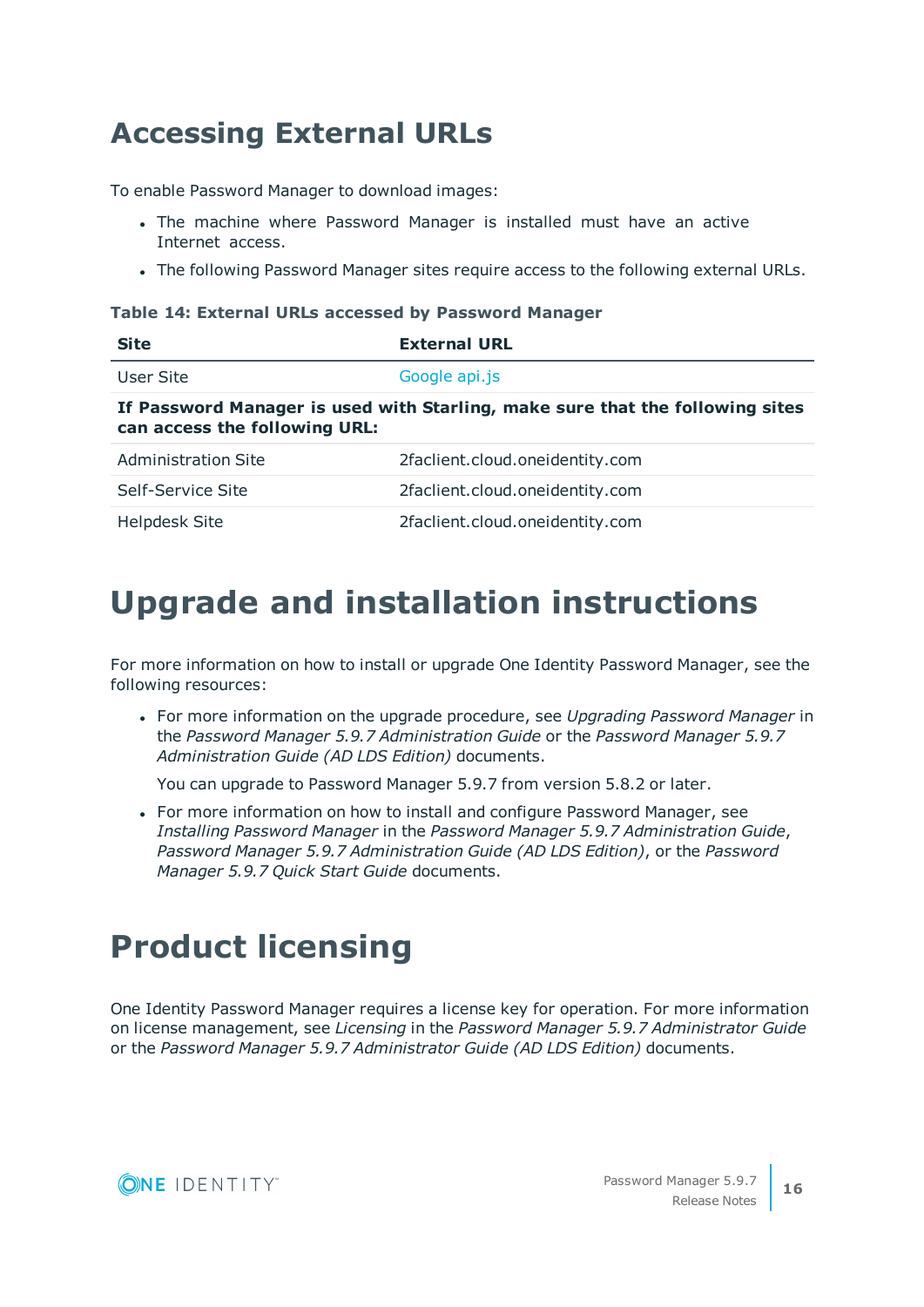# Accessing External URLs

To enable Password Manager to download images:

- The machine where Password Manager is installed must have an active Internet access.
- The following Password Manager sites require access to the following external URLs.

**Table 14: External URLs accessed by Password Manager**

| Site | External URL |
|---|---|
| User Site | Google api.js |
| **If Password Manager is used with Starling, make sure that the following sites can access the following URL:** | |
| Administration Site | 2faclient.cloud.oneidentity.com |
| Self-Service Site | 2faclient.cloud.oneidentity.com |
| Helpdesk Site | 2faclient.cloud.oneidentity.com |

# Upgrade and installation instructions

For more information on how to install or upgrade One Identity Password Manager, see the following resources:

- For more information on the upgrade procedure, see *Upgrading Password Manager* in the *Password Manager 5.9.7 Administration Guide* or the *Password Manager 5.9.7 Administration Guide (AD LDS Edition)* documents.

  You can upgrade to Password Manager 5.9.7 from version 5.8.2 or later.

- For more information on how to install and configure Password Manager, see *Installing Password Manager* in the *Password Manager 5.9.7 Administration Guide*, *Password Manager 5.9.7 Administration Guide (AD LDS Edition)*, or the *Password Manager 5.9.7 Quick Start Guide* documents.

# Product licensing

One Identity Password Manager requires a license key for operation. For more information on license management, see *Licensing* in the *Password Manager 5.9.7 Administrator Guide* or the *Password Manager 5.9.7 Administrator Guide (AD LDS Edition)* documents.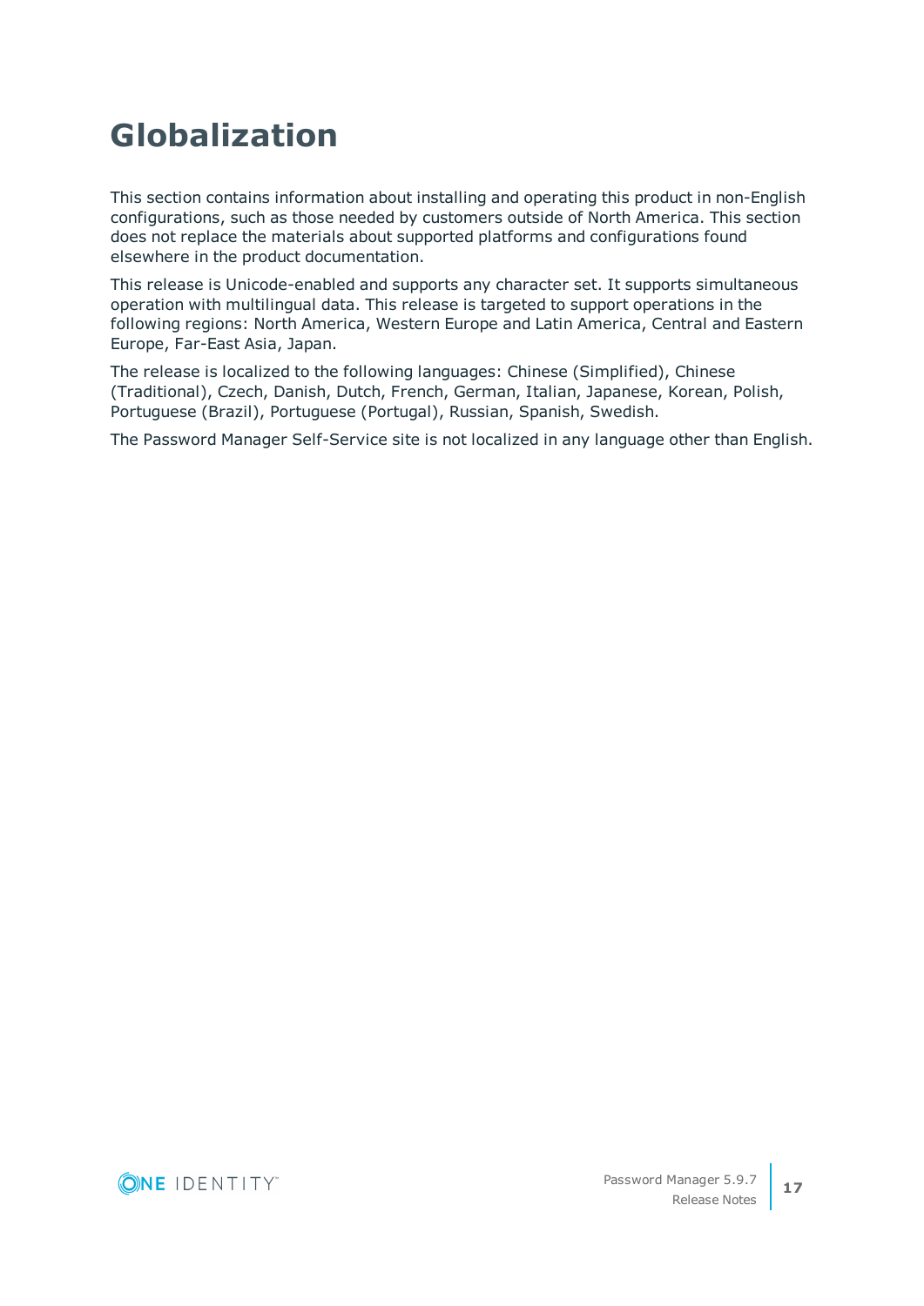# Globalization

This section contains information about installing and operating this product in non-English configurations, such as those needed by customers outside of North America. This section does not replace the materials about supported platforms and configurations found elsewhere in the product documentation.

This release is Unicode-enabled and supports any character set. It supports simultaneous operation with multilingual data. This release is targeted to support operations in the following regions: North America, Western Europe and Latin America, Central and Eastern Europe, Far-East Asia, Japan.

The release is localized to the following languages: Chinese (Simplified), Chinese (Traditional), Czech, Danish, Dutch, French, German, Italian, Japanese, Korean, Polish, Portuguese (Brazil), Portuguese (Portugal), Russian, Spanish, Swedish.

The Password Manager Self-Service site is not localized in any language other than English.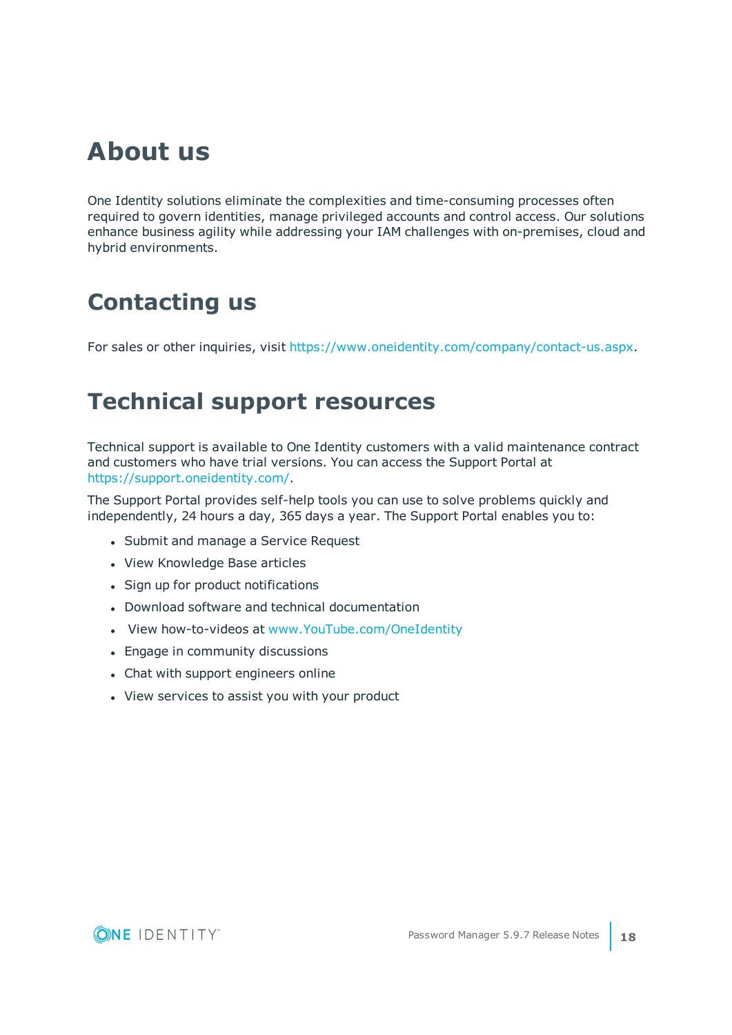# About us

One Identity solutions eliminate the complexities and time-consuming processes often required to govern identities, manage privileged accounts and control access. Our solutions enhance business agility while addressing your IAM challenges with on-premises, cloud and hybrid environments.

# Contacting us

For sales or other inquiries, visit https://www.oneidentity.com/company/contact-us.aspx.

# Technical support resources

Technical support is available to One Identity customers with a valid maintenance contract and customers who have trial versions. You can access the Support Portal at https://support.oneidentity.com/.

The Support Portal provides self-help tools you can use to solve problems quickly and independently, 24 hours a day, 365 days a year. The Support Portal enables you to:

- Submit and manage a Service Request
- View Knowledge Base articles
- Sign up for product notifications
- Download software and technical documentation
- View how-to-videos at www.YouTube.com/OneIdentity
- Engage in community discussions
- Chat with support engineers online
- View services to assist you with your product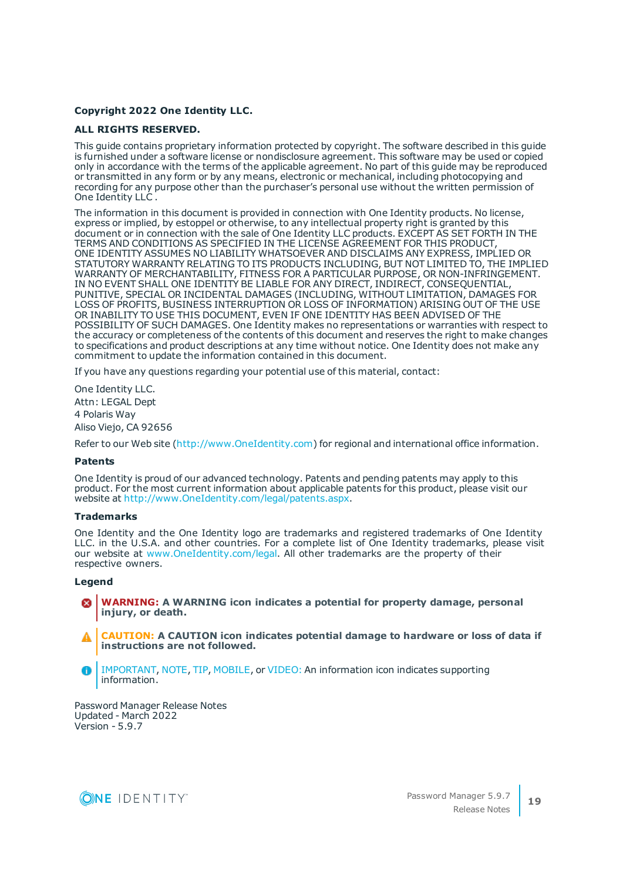**Copyright 2022 One Identity LLC.**

**ALL RIGHTS RESERVED.**

This guide contains proprietary information protected by copyright. The software described in this guide is furnished under a software license or nondisclosure agreement. This software may be used or copied only in accordance with the terms of the applicable agreement. No part of this guide may be reproduced or transmitted in any form or by any means, electronic or mechanical, including photocopying and recording for any purpose other than the purchaser's personal use without the written permission of One Identity LLC .

The information in this document is provided in connection with One Identity products. No license, express or implied, by estoppel or otherwise, to any intellectual property right is granted by this document or in connection with the sale of One Identity LLC products. EXCEPT AS SET FORTH IN THE TERMS AND CONDITIONS AS SPECIFIED IN THE LICENSE AGREEMENT FOR THIS PRODUCT, ONE IDENTITY ASSUMES NO LIABILITY WHATSOEVER AND DISCLAIMS ANY EXPRESS, IMPLIED OR STATUTORY WARRANTY RELATING TO ITS PRODUCTS INCLUDING, BUT NOT LIMITED TO, THE IMPLIED WARRANTY OF MERCHANTABILITY, FITNESS FOR A PARTICULAR PURPOSE, OR NON-INFRINGEMENT. IN NO EVENT SHALL ONE IDENTITY BE LIABLE FOR ANY DIRECT, INDIRECT, CONSEQUENTIAL, PUNITIVE, SPECIAL OR INCIDENTAL DAMAGES (INCLUDING, WITHOUT LIMITATION, DAMAGES FOR LOSS OF PROFITS, BUSINESS INTERRUPTION OR LOSS OF INFORMATION) ARISING OUT OF THE USE OR INABILITY TO USE THIS DOCUMENT, EVEN IF ONE IDENTITY HAS BEEN ADVISED OF THE POSSIBILITY OF SUCH DAMAGES. One Identity makes no representations or warranties with respect to the accuracy or completeness of the contents of this document and reserves the right to make changes to specifications and product descriptions at any time without notice. One Identity does not make any commitment to update the information contained in this document.

If you have any questions regarding your potential use of this material, contact:

One Identity LLC.
Attn: LEGAL Dept
4 Polaris Way
Aliso Viejo, CA 92656

Refer to our Web site (http://www.OneIdentity.com) for regional and international office information.

**Patents**

One Identity is proud of our advanced technology. Patents and pending patents may apply to this product. For the most current information about applicable patents for this product, please visit our website at http://www.OneIdentity.com/legal/patents.aspx.

**Trademarks**

One Identity and the One Identity logo are trademarks and registered trademarks of One Identity LLC. in the U.S.A. and other countries. For a complete list of One Identity trademarks, please visit our website at www.OneIdentity.com/legal. All other trademarks are the property of their respective owners.

**Legend**

**WARNING: A WARNING icon indicates a potential for property damage, personal injury, or death.**

**CAUTION: A CAUTION icon indicates potential damage to hardware or loss of data if instructions are not followed.**

IMPORTANT, NOTE, TIP, MOBILE, or VIDEO: An information icon indicates supporting information.

Password Manager Release Notes
Updated - March 2022
Version - 5.9.7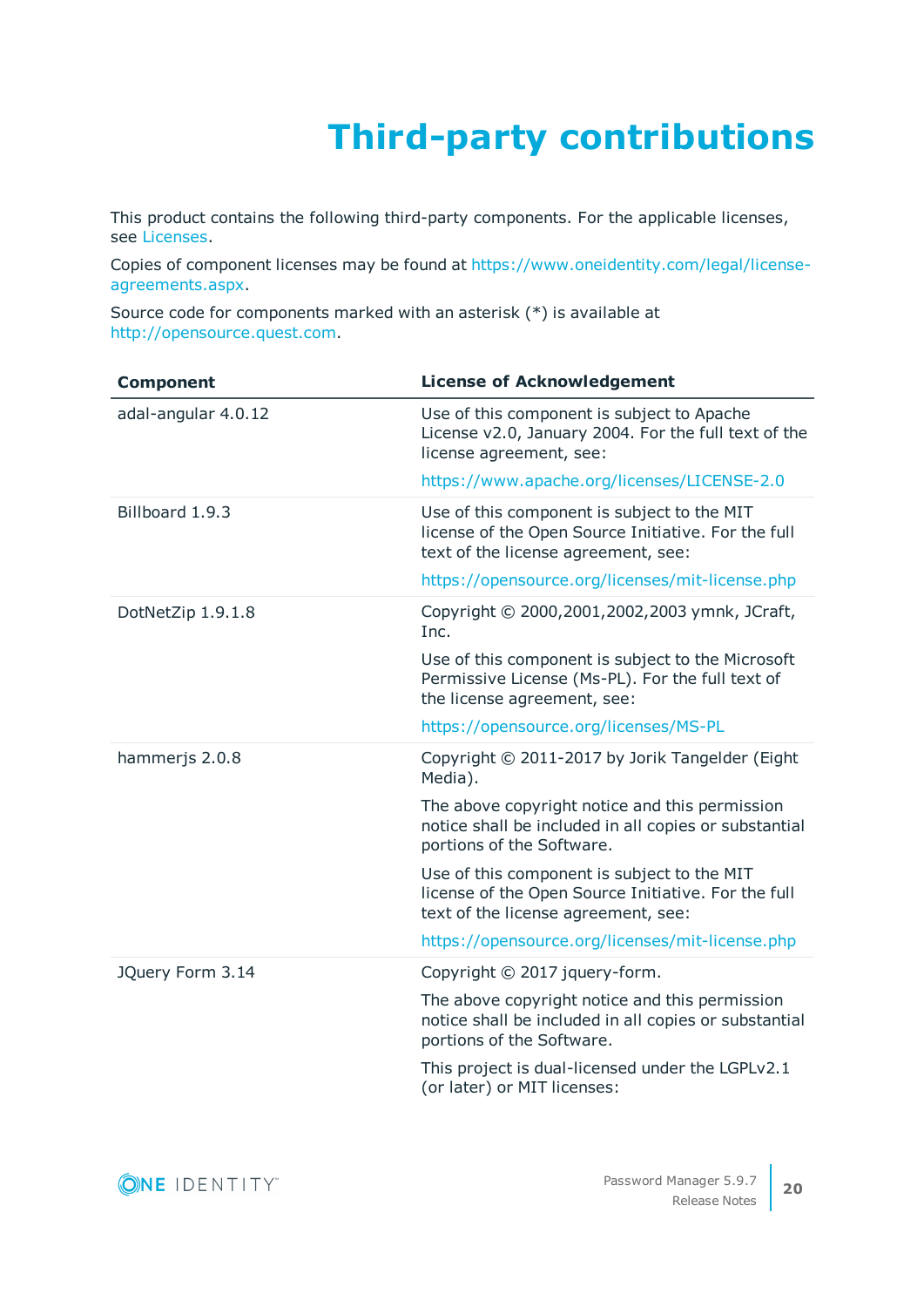# Third-party contributions

This product contains the following third-party components. For the applicable licenses, see Licenses.

Copies of component licenses may be found at https://www.oneidentity.com/legal/license-agreements.aspx.

Source code for components marked with an asterisk (*) is available at http://opensource.quest.com.

| Component | License of Acknowledgement |
|---|---|
| adal-angular 4.0.12 | Use of this component is subject to Apache License v2.0, January 2004. For the full text of the license agreement, see:<br><br>https://www.apache.org/licenses/LICENSE-2.0 |
| Billboard 1.9.3 | Use of this component is subject to the MIT license of the Open Source Initiative. For the full text of the license agreement, see:<br><br>https://opensource.org/licenses/mit-license.php |
| DotNetZip 1.9.1.8 | Copyright © 2000,2001,2002,2003 ymnk, JCraft, Inc.<br><br>Use of this component is subject to the Microsoft Permissive License (Ms-PL). For the full text of the license agreement, see:<br><br>https://opensource.org/licenses/MS-PL |
| hammerjs 2.0.8 | Copyright © 2011-2017 by Jorik Tangelder (Eight Media).<br><br>The above copyright notice and this permission notice shall be included in all copies or substantial portions of the Software.<br><br>Use of this component is subject to the MIT license of the Open Source Initiative. For the full text of the license agreement, see:<br><br>https://opensource.org/licenses/mit-license.php |
| JQuery Form 3.14 | Copyright © 2017 jquery-form.<br><br>The above copyright notice and this permission notice shall be included in all copies or substantial portions of the Software.<br><br>This project is dual-licensed under the LGPLv2.1 (or later) or MIT licenses: |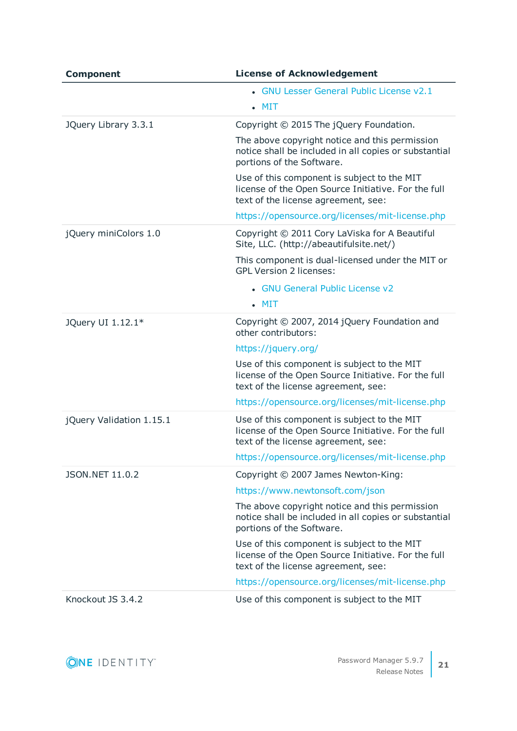| Component | License of Acknowledgement |
|---|---|
| | • GNU Lesser General Public License v2.1<br>• MIT |
| JQuery Library 3.3.1 | Copyright © 2015 The jQuery Foundation.<br><br>The above copyright notice and this permission notice shall be included in all copies or substantial portions of the Software.<br><br>Use of this component is subject to the MIT license of the Open Source Initiative. For the full text of the license agreement, see:<br><br>https://opensource.org/licenses/mit-license.php |
| jQuery miniColors 1.0 | Copyright © 2011 Cory LaViska for A Beautiful Site, LLC. (http://abeautifulsite.net/)<br><br>This component is dual-licensed under the MIT or GPL Version 2 licenses:<br><br>• GNU General Public License v2<br>• MIT |
| JQuery UI 1.12.1* | Copyright © 2007, 2014 jQuery Foundation and other contributors:<br><br>https://jquery.org/<br><br>Use of this component is subject to the MIT license of the Open Source Initiative. For the full text of the license agreement, see:<br><br>https://opensource.org/licenses/mit-license.php |
| jQuery Validation 1.15.1 | Use of this component is subject to the MIT license of the Open Source Initiative. For the full text of the license agreement, see:<br><br>https://opensource.org/licenses/mit-license.php |
| JSON.NET 11.0.2 | Copyright © 2007 James Newton-King:<br><br>https://www.newtonsoft.com/json<br><br>The above copyright notice and this permission notice shall be included in all copies or substantial portions of the Software.<br><br>Use of this component is subject to the MIT license of the Open Source Initiative. For the full text of the license agreement, see:<br><br>https://opensource.org/licenses/mit-license.php |
| Knockout JS 3.4.2 | Use of this component is subject to the MIT |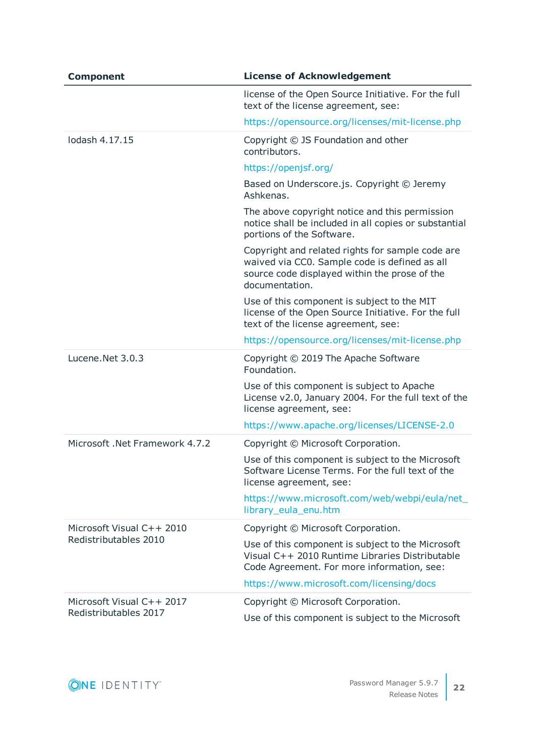| Component | License of Acknowledgement |
| --- | --- |
| | license of the Open Source Initiative. For the full text of the license agreement, see:<br>https://opensource.org/licenses/mit-license.php |
| lodash 4.17.15 | Copyright © JS Foundation and other contributors.<br>https://openjsf.org/<br>Based on Underscore.js. Copyright © Jeremy Ashkenas.<br>The above copyright notice and this permission notice shall be included in all copies or substantial portions of the Software.<br>Copyright and related rights for sample code are waived via CC0. Sample code is defined as all source code displayed within the prose of the documentation.<br>Use of this component is subject to the MIT license of the Open Source Initiative. For the full text of the license agreement, see:<br>https://opensource.org/licenses/mit-license.php |
| Lucene.Net 3.0.3 | Copyright © 2019 The Apache Software Foundation.<br>Use of this component is subject to Apache License v2.0, January 2004. For the full text of the license agreement, see:<br>https://www.apache.org/licenses/LICENSE-2.0 |
| Microsoft .Net Framework 4.7.2 | Copyright © Microsoft Corporation.<br>Use of this component is subject to the Microsoft Software License Terms. For the full text of the license agreement, see:<br>https://www.microsoft.com/web/webpi/eula/net_library_eula_enu.htm |
| Microsoft Visual C++ 2010 Redistributables 2010 | Copyright © Microsoft Corporation.<br>Use of this component is subject to the Microsoft Visual C++ 2010 Runtime Libraries Distributable Code Agreement. For more information, see:<br>https://www.microsoft.com/licensing/docs |
| Microsoft Visual C++ 2017 Redistributables 2017 | Copyright © Microsoft Corporation.<br>Use of this component is subject to the Microsoft |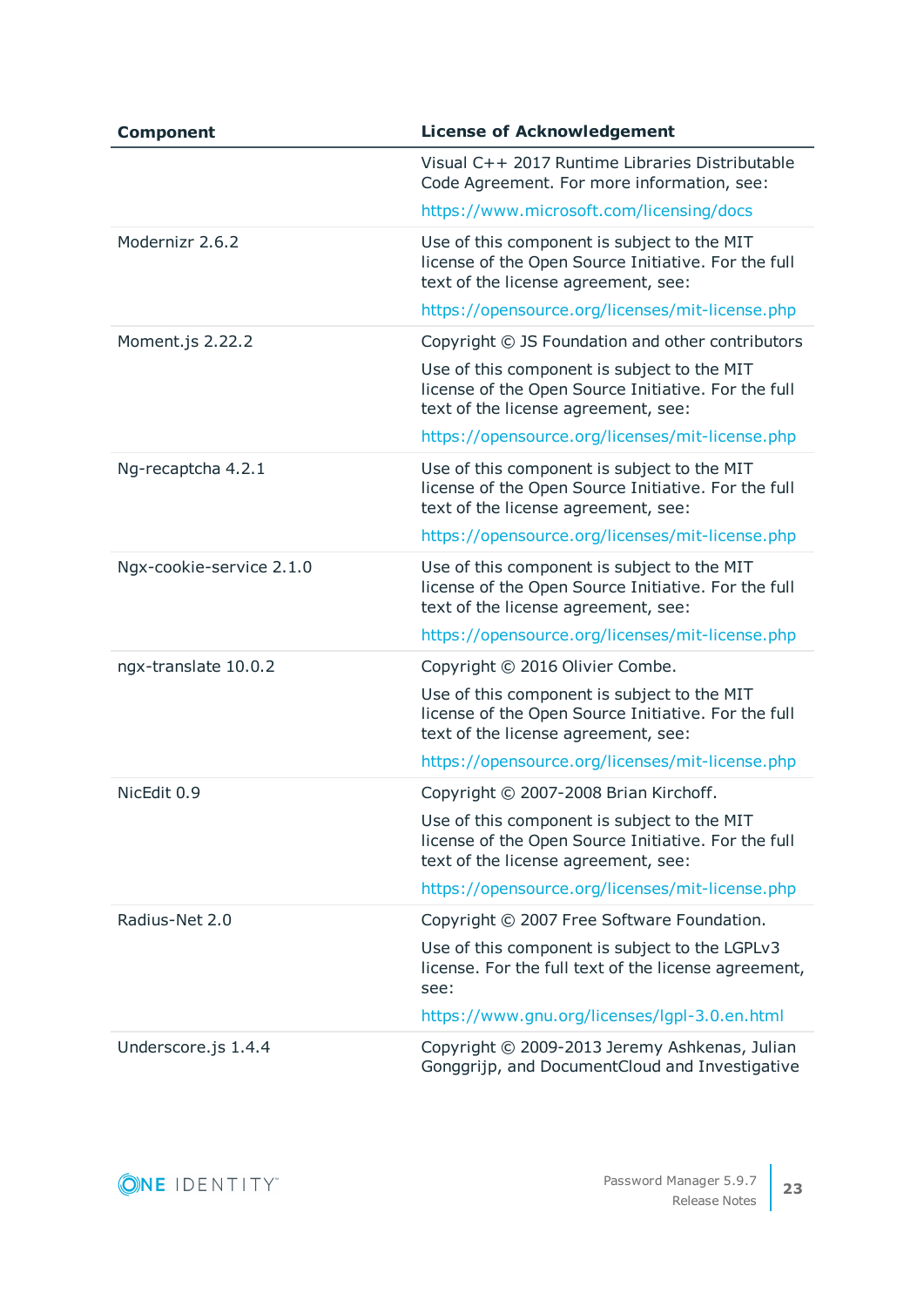| Component | License of Acknowledgement |
|---|---|
| | Visual C++ 2017 Runtime Libraries Distributable Code Agreement. For more information, see: https://www.microsoft.com/licensing/docs |
| Modernizr 2.6.2 | Use of this component is subject to the MIT license of the Open Source Initiative. For the full text of the license agreement, see: https://opensource.org/licenses/mit-license.php |
| Moment.js 2.22.2 | Copyright © JS Foundation and other contributors<br>Use of this component is subject to the MIT license of the Open Source Initiative. For the full text of the license agreement, see: https://opensource.org/licenses/mit-license.php |
| Ng-recaptcha 4.2.1 | Use of this component is subject to the MIT license of the Open Source Initiative. For the full text of the license agreement, see: https://opensource.org/licenses/mit-license.php |
| Ngx-cookie-service 2.1.0 | Use of this component is subject to the MIT license of the Open Source Initiative. For the full text of the license agreement, see: https://opensource.org/licenses/mit-license.php |
| ngx-translate 10.0.2 | Copyright © 2016 Olivier Combe.<br>Use of this component is subject to the MIT license of the Open Source Initiative. For the full text of the license agreement, see: https://opensource.org/licenses/mit-license.php |
| NicEdit 0.9 | Copyright © 2007-2008 Brian Kirchoff.<br>Use of this component is subject to the MIT license of the Open Source Initiative. For the full text of the license agreement, see: https://opensource.org/licenses/mit-license.php |
| Radius-Net 2.0 | Copyright © 2007 Free Software Foundation.<br>Use of this component is subject to the LGPLv3 license. For the full text of the license agreement, see: https://www.gnu.org/licenses/lgpl-3.0.en.html |
| Underscore.js 1.4.4 | Copyright © 2009-2013 Jeremy Ashkenas, Julian Gonggrijp, and DocumentCloud and Investigative |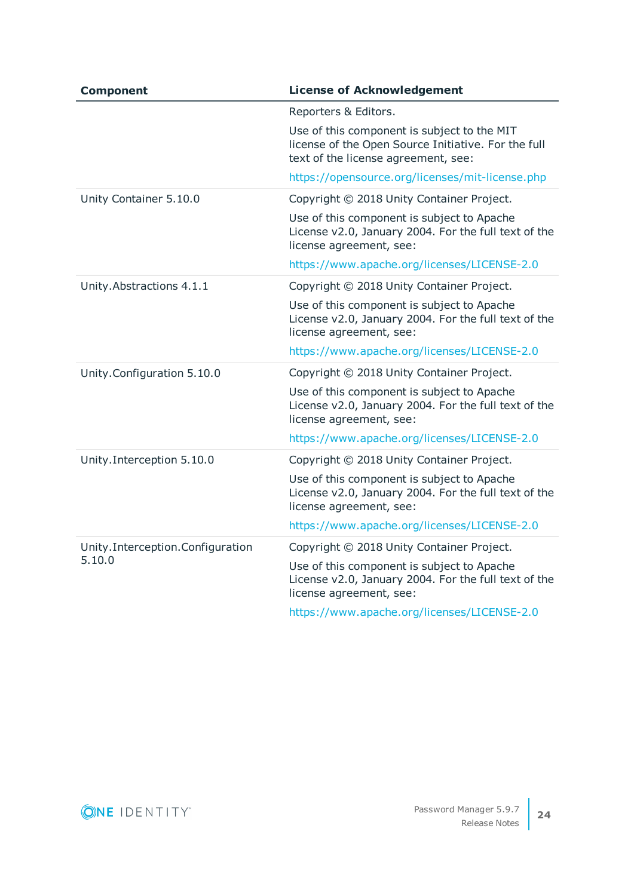| Component | License of Acknowledgement |
|---|---|
| | Reporters & Editors.<br><br>Use of this component is subject to the MIT license of the Open Source Initiative. For the full text of the license agreement, see:<br><br>https://opensource.org/licenses/mit-license.php |
| Unity Container 5.10.0 | Copyright © 2018 Unity Container Project.<br><br>Use of this component is subject to Apache License v2.0, January 2004. For the full text of the license agreement, see:<br><br>https://www.apache.org/licenses/LICENSE-2.0 |
| Unity.Abstractions 4.1.1 | Copyright © 2018 Unity Container Project.<br><br>Use of this component is subject to Apache License v2.0, January 2004. For the full text of the license agreement, see:<br><br>https://www.apache.org/licenses/LICENSE-2.0 |
| Unity.Configuration 5.10.0 | Copyright © 2018 Unity Container Project.<br><br>Use of this component is subject to Apache License v2.0, January 2004. For the full text of the license agreement, see:<br><br>https://www.apache.org/licenses/LICENSE-2.0 |
| Unity.Interception 5.10.0 | Copyright © 2018 Unity Container Project.<br><br>Use of this component is subject to Apache License v2.0, January 2004. For the full text of the license agreement, see:<br><br>https://www.apache.org/licenses/LICENSE-2.0 |
| Unity.Interception.Configuration 5.10.0 | Copyright © 2018 Unity Container Project.<br><br>Use of this component is subject to Apache License v2.0, January 2004. For the full text of the license agreement, see:<br><br>https://www.apache.org/licenses/LICENSE-2.0 |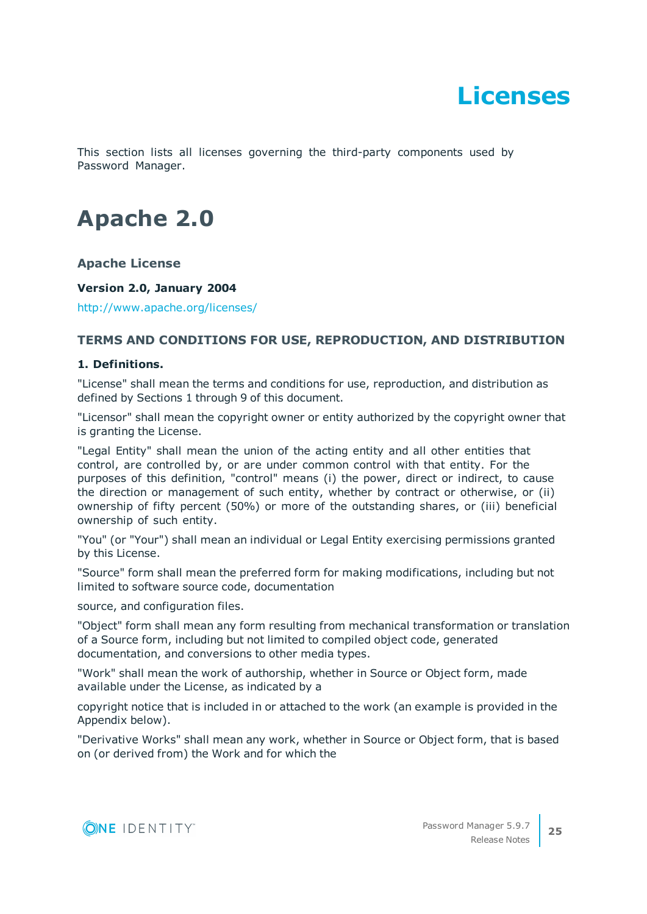# Licenses

This section lists all licenses governing the third-party components used by Password Manager.

## Apache 2.0

### Apache License

**Version 2.0, January 2004**

http://www.apache.org/licenses/

### TERMS AND CONDITIONS FOR USE, REPRODUCTION, AND DISTRIBUTION

**1. Definitions.**

"License" shall mean the terms and conditions for use, reproduction, and distribution as defined by Sections 1 through 9 of this document.

"Licensor" shall mean the copyright owner or entity authorized by the copyright owner that is granting the License.

"Legal Entity" shall mean the union of the acting entity and all other entities that control, are controlled by, or are under common control with that entity. For the purposes of this definition, "control" means (i) the power, direct or indirect, to cause the direction or management of such entity, whether by contract or otherwise, or (ii) ownership of fifty percent (50%) or more of the outstanding shares, or (iii) beneficial ownership of such entity.

"You" (or "Your") shall mean an individual or Legal Entity exercising permissions granted by this License.

"Source" form shall mean the preferred form for making modifications, including but not limited to software source code, documentation

source, and configuration files.

"Object" form shall mean any form resulting from mechanical transformation or translation of a Source form, including but not limited to compiled object code, generated documentation, and conversions to other media types.

"Work" shall mean the work of authorship, whether in Source or Object form, made available under the License, as indicated by a

copyright notice that is included in or attached to the work (an example is provided in the Appendix below).

"Derivative Works" shall mean any work, whether in Source or Object form, that is based on (or derived from) the Work and for which the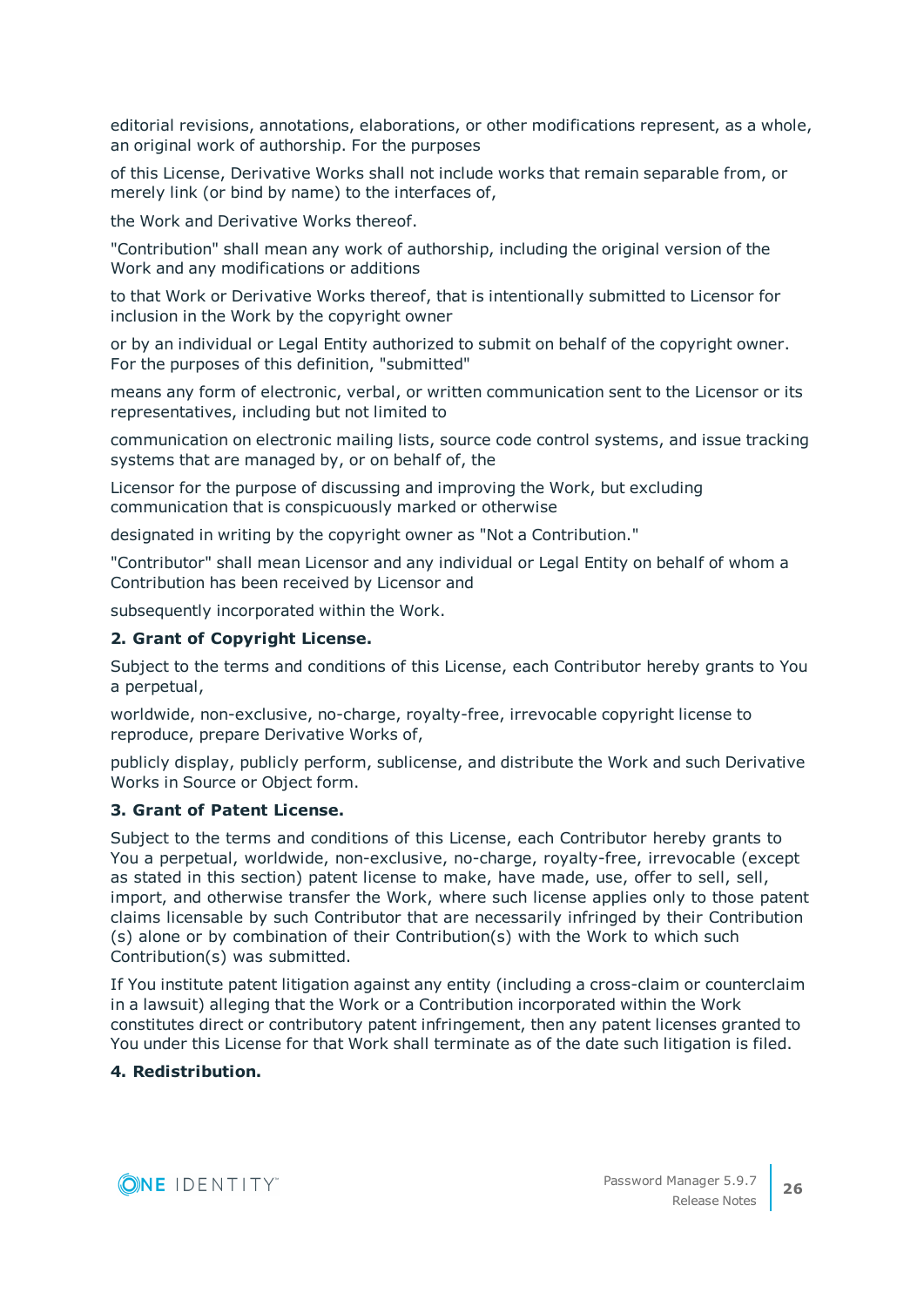editorial revisions, annotations, elaborations, or other modifications represent, as a whole, an original work of authorship. For the purposes

of this License, Derivative Works shall not include works that remain separable from, or merely link (or bind by name) to the interfaces of,

the Work and Derivative Works thereof.

"Contribution" shall mean any work of authorship, including the original version of the Work and any modifications or additions

to that Work or Derivative Works thereof, that is intentionally submitted to Licensor for inclusion in the Work by the copyright owner

or by an individual or Legal Entity authorized to submit on behalf of the copyright owner. For the purposes of this definition, "submitted"

means any form of electronic, verbal, or written communication sent to the Licensor or its representatives, including but not limited to

communication on electronic mailing lists, source code control systems, and issue tracking systems that are managed by, or on behalf of, the

Licensor for the purpose of discussing and improving the Work, but excluding communication that is conspicuously marked or otherwise

designated in writing by the copyright owner as "Not a Contribution."

"Contributor" shall mean Licensor and any individual or Legal Entity on behalf of whom a Contribution has been received by Licensor and

subsequently incorporated within the Work.

**2. Grant of Copyright License.**

Subject to the terms and conditions of this License, each Contributor hereby grants to You a perpetual,

worldwide, non-exclusive, no-charge, royalty-free, irrevocable copyright license to reproduce, prepare Derivative Works of,

publicly display, publicly perform, sublicense, and distribute the Work and such Derivative Works in Source or Object form.

**3. Grant of Patent License.**

Subject to the terms and conditions of this License, each Contributor hereby grants to You a perpetual, worldwide, non-exclusive, no-charge, royalty-free, irrevocable (except as stated in this section) patent license to make, have made, use, offer to sell, sell, import, and otherwise transfer the Work, where such license applies only to those patent claims licensable by such Contributor that are necessarily infringed by their Contribution (s) alone or by combination of their Contribution(s) with the Work to which such Contribution(s) was submitted.

If You institute patent litigation against any entity (including a cross-claim or counterclaim in a lawsuit) alleging that the Work or a Contribution incorporated within the Work constitutes direct or contributory patent infringement, then any patent licenses granted to You under this License for that Work shall terminate as of the date such litigation is filed.

**4. Redistribution.**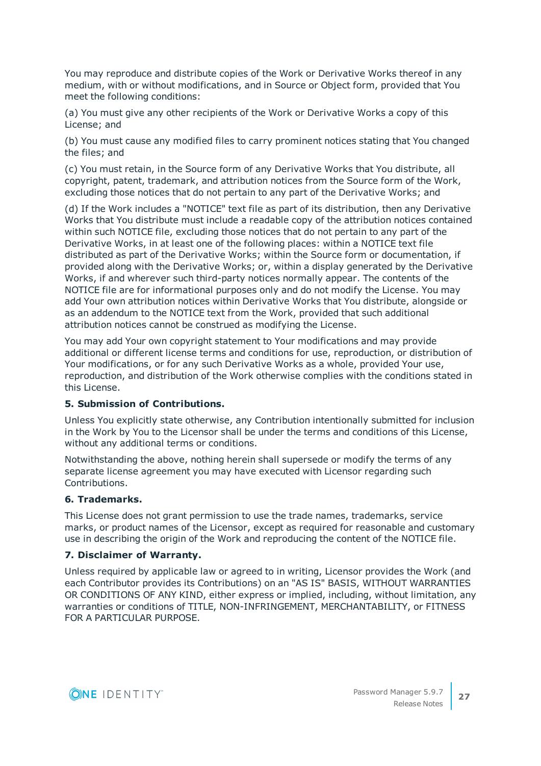You may reproduce and distribute copies of the Work or Derivative Works thereof in any medium, with or without modifications, and in Source or Object form, provided that You meet the following conditions:

(a) You must give any other recipients of the Work or Derivative Works a copy of this License; and

(b) You must cause any modified files to carry prominent notices stating that You changed the files; and

(c) You must retain, in the Source form of any Derivative Works that You distribute, all copyright, patent, trademark, and attribution notices from the Source form of the Work, excluding those notices that do not pertain to any part of the Derivative Works; and

(d) If the Work includes a "NOTICE" text file as part of its distribution, then any Derivative Works that You distribute must include a readable copy of the attribution notices contained within such NOTICE file, excluding those notices that do not pertain to any part of the Derivative Works, in at least one of the following places: within a NOTICE text file distributed as part of the Derivative Works; within the Source form or documentation, if provided along with the Derivative Works; or, within a display generated by the Derivative Works, if and wherever such third-party notices normally appear. The contents of the NOTICE file are for informational purposes only and do not modify the License. You may add Your own attribution notices within Derivative Works that You distribute, alongside or as an addendum to the NOTICE text from the Work, provided that such additional attribution notices cannot be construed as modifying the License.

You may add Your own copyright statement to Your modifications and may provide additional or different license terms and conditions for use, reproduction, or distribution of Your modifications, or for any such Derivative Works as a whole, provided Your use, reproduction, and distribution of the Work otherwise complies with the conditions stated in this License.

**5. Submission of Contributions.**

Unless You explicitly state otherwise, any Contribution intentionally submitted for inclusion in the Work by You to the Licensor shall be under the terms and conditions of this License, without any additional terms or conditions.

Notwithstanding the above, nothing herein shall supersede or modify the terms of any separate license agreement you may have executed with Licensor regarding such Contributions.

**6. Trademarks.**

This License does not grant permission to use the trade names, trademarks, service marks, or product names of the Licensor, except as required for reasonable and customary use in describing the origin of the Work and reproducing the content of the NOTICE file.

**7. Disclaimer of Warranty.**

Unless required by applicable law or agreed to in writing, Licensor provides the Work (and each Contributor provides its Contributions) on an "AS IS" BASIS, WITHOUT WARRANTIES OR CONDITIONS OF ANY KIND, either express or implied, including, without limitation, any warranties or conditions of TITLE, NON-INFRINGEMENT, MERCHANTABILITY, or FITNESS FOR A PARTICULAR PURPOSE.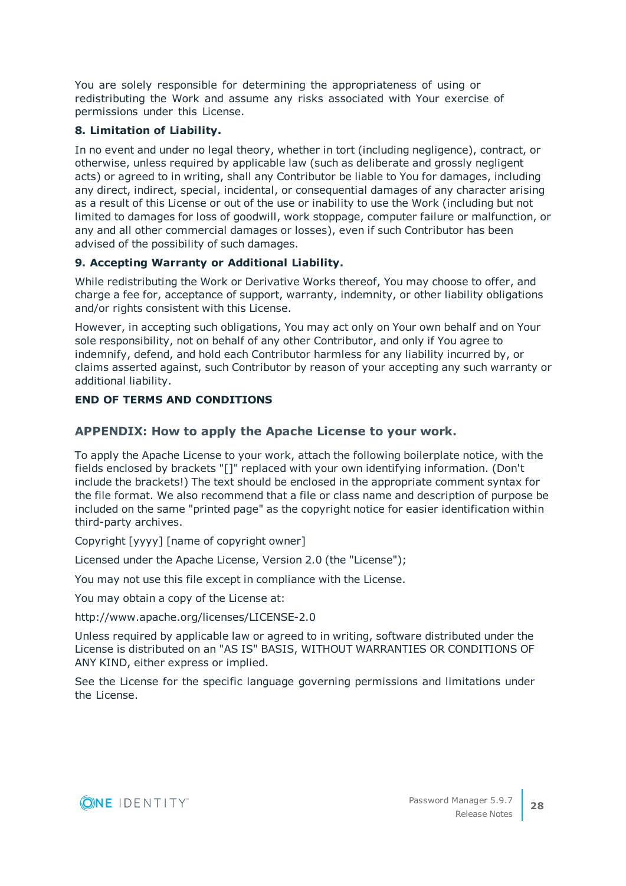You are solely responsible for determining the appropriateness of using or redistributing the Work and assume any risks associated with Your exercise of permissions under this License.

**8. Limitation of Liability.**

In no event and under no legal theory, whether in tort (including negligence), contract, or otherwise, unless required by applicable law (such as deliberate and grossly negligent acts) or agreed to in writing, shall any Contributor be liable to You for damages, including any direct, indirect, special, incidental, or consequential damages of any character arising as a result of this License or out of the use or inability to use the Work (including but not limited to damages for loss of goodwill, work stoppage, computer failure or malfunction, or any and all other commercial damages or losses), even if such Contributor has been advised of the possibility of such damages.

**9. Accepting Warranty or Additional Liability.**

While redistributing the Work or Derivative Works thereof, You may choose to offer, and charge a fee for, acceptance of support, warranty, indemnity, or other liability obligations and/or rights consistent with this License.

However, in accepting such obligations, You may act only on Your own behalf and on Your sole responsibility, not on behalf of any other Contributor, and only if You agree to indemnify, defend, and hold each Contributor harmless for any liability incurred by, or claims asserted against, such Contributor by reason of your accepting any such warranty or additional liability.

**END OF TERMS AND CONDITIONS**

## APPENDIX: How to apply the Apache License to your work.

To apply the Apache License to your work, attach the following boilerplate notice, with the fields enclosed by brackets "[]" replaced with your own identifying information. (Don't include the brackets!) The text should be enclosed in the appropriate comment syntax for the file format. We also recommend that a file or class name and description of purpose be included on the same "printed page" as the copyright notice for easier identification within third-party archives.

Copyright [yyyy] [name of copyright owner]

Licensed under the Apache License, Version 2.0 (the "License");

You may not use this file except in compliance with the License.

You may obtain a copy of the License at:

http://www.apache.org/licenses/LICENSE-2.0

Unless required by applicable law or agreed to in writing, software distributed under the License is distributed on an "AS IS" BASIS, WITHOUT WARRANTIES OR CONDITIONS OF ANY KIND, either express or implied.

See the License for the specific language governing permissions and limitations under the License.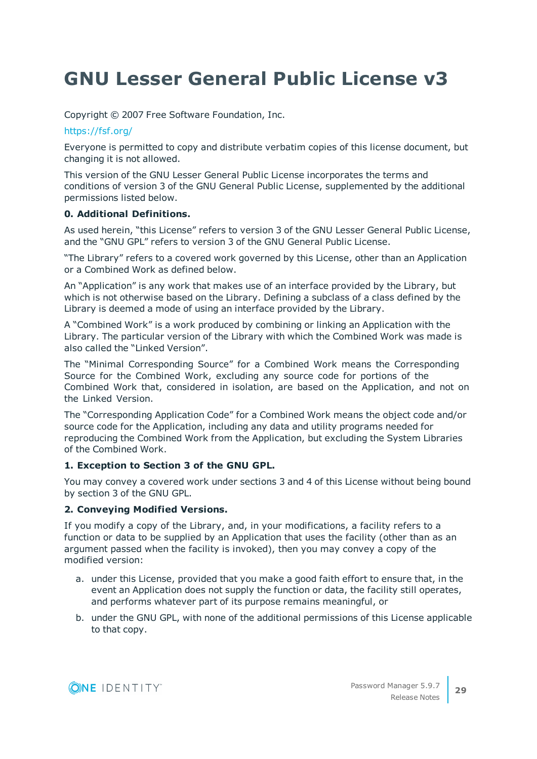# GNU Lesser General Public License v3

Copyright © 2007 Free Software Foundation, Inc.

https://fsf.org/

Everyone is permitted to copy and distribute verbatim copies of this license document, but changing it is not allowed.

This version of the GNU Lesser General Public License incorporates the terms and conditions of version 3 of the GNU General Public License, supplemented by the additional permissions listed below.

**0. Additional Definitions.**

As used herein, "this License" refers to version 3 of the GNU Lesser General Public License, and the "GNU GPL" refers to version 3 of the GNU General Public License.

"The Library" refers to a covered work governed by this License, other than an Application or a Combined Work as defined below.

An "Application" is any work that makes use of an interface provided by the Library, but which is not otherwise based on the Library. Defining a subclass of a class defined by the Library is deemed a mode of using an interface provided by the Library.

A "Combined Work" is a work produced by combining or linking an Application with the Library. The particular version of the Library with which the Combined Work was made is also called the "Linked Version".

The "Minimal Corresponding Source" for a Combined Work means the Corresponding Source for the Combined Work, excluding any source code for portions of the Combined Work that, considered in isolation, are based on the Application, and not on the Linked Version.

The "Corresponding Application Code" for a Combined Work means the object code and/or source code for the Application, including any data and utility programs needed for reproducing the Combined Work from the Application, but excluding the System Libraries of the Combined Work.

**1. Exception to Section 3 of the GNU GPL.**

You may convey a covered work under sections 3 and 4 of this License without being bound by section 3 of the GNU GPL.

**2. Conveying Modified Versions.**

If you modify a copy of the Library, and, in your modifications, a facility refers to a function or data to be supplied by an Application that uses the facility (other than as an argument passed when the facility is invoked), then you may convey a copy of the modified version:

a. under this License, provided that you make a good faith effort to ensure that, in the event an Application does not supply the function or data, the facility still operates, and performs whatever part of its purpose remains meaningful, or

b. under the GNU GPL, with none of the additional permissions of this License applicable to that copy.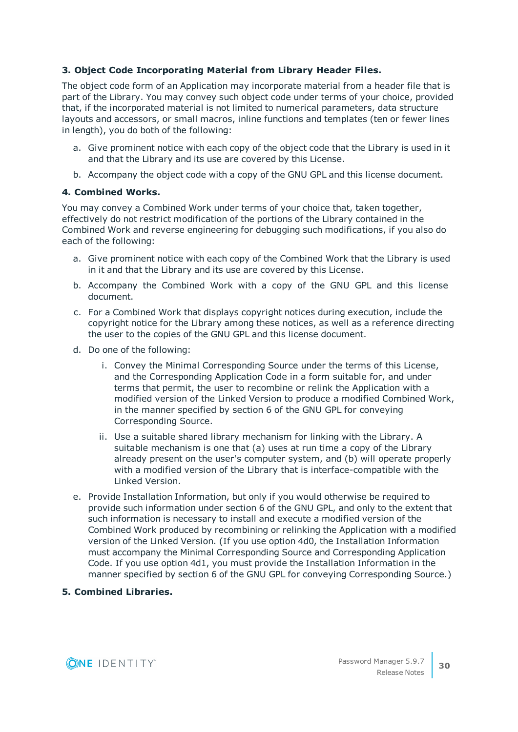**3. Object Code Incorporating Material from Library Header Files.**

The object code form of an Application may incorporate material from a header file that is part of the Library. You may convey such object code under terms of your choice, provided that, if the incorporated material is not limited to numerical parameters, data structure layouts and accessors, or small macros, inline functions and templates (ten or fewer lines in length), you do both of the following:

a. Give prominent notice with each copy of the object code that the Library is used in it and that the Library and its use are covered by this License.

b. Accompany the object code with a copy of the GNU GPL and this license document.

**4. Combined Works.**

You may convey a Combined Work under terms of your choice that, taken together, effectively do not restrict modification of the portions of the Library contained in the Combined Work and reverse engineering for debugging such modifications, if you also do each of the following:

a. Give prominent notice with each copy of the Combined Work that the Library is used in it and that the Library and its use are covered by this License.

b. Accompany the Combined Work with a copy of the GNU GPL and this license document.

c. For a Combined Work that displays copyright notices during execution, include the copyright notice for the Library among these notices, as well as a reference directing the user to the copies of the GNU GPL and this license document.

d. Do one of the following:

    i. Convey the Minimal Corresponding Source under the terms of this License, and the Corresponding Application Code in a form suitable for, and under terms that permit, the user to recombine or relink the Application with a modified version of the Linked Version to produce a modified Combined Work, in the manner specified by section 6 of the GNU GPL for conveying Corresponding Source.

    ii. Use a suitable shared library mechanism for linking with the Library. A suitable mechanism is one that (a) uses at run time a copy of the Library already present on the user's computer system, and (b) will operate properly with a modified version of the Library that is interface-compatible with the Linked Version.

e. Provide Installation Information, but only if you would otherwise be required to provide such information under section 6 of the GNU GPL, and only to the extent that such information is necessary to install and execute a modified version of the Combined Work produced by recombining or relinking the Application with a modified version of the Linked Version. (If you use option 4d0, the Installation Information must accompany the Minimal Corresponding Source and Corresponding Application Code. If you use option 4d1, you must provide the Installation Information in the manner specified by section 6 of the GNU GPL for conveying Corresponding Source.)

**5. Combined Libraries.**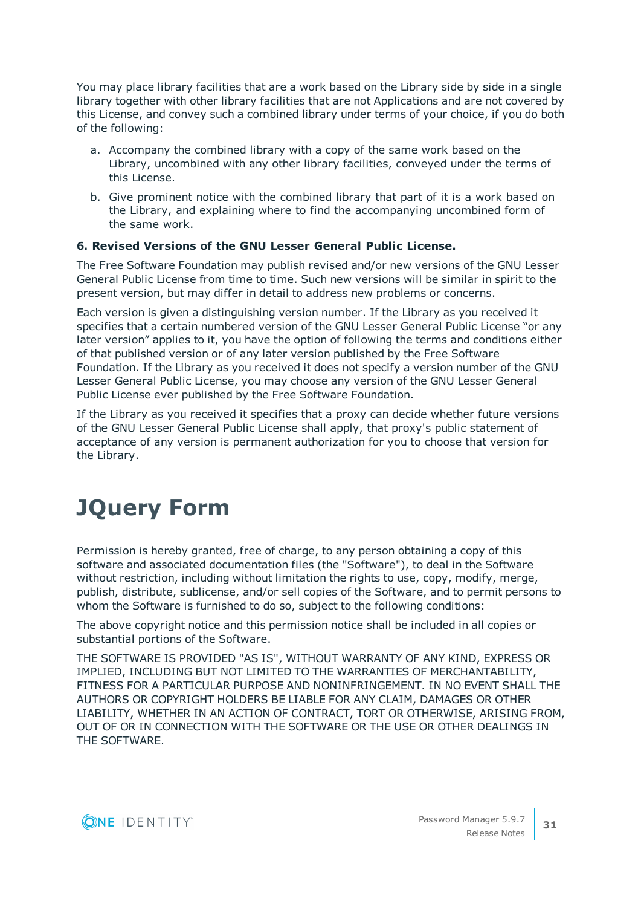You may place library facilities that are a work based on the Library side by side in a single library together with other library facilities that are not Applications and are not covered by this License, and convey such a combined library under terms of your choice, if you do both of the following:

a. Accompany the combined library with a copy of the same work based on the Library, uncombined with any other library facilities, conveyed under the terms of this License.

b. Give prominent notice with the combined library that part of it is a work based on the Library, and explaining where to find the accompanying uncombined form of the same work.

**6. Revised Versions of the GNU Lesser General Public License.**

The Free Software Foundation may publish revised and/or new versions of the GNU Lesser General Public License from time to time. Such new versions will be similar in spirit to the present version, but may differ in detail to address new problems or concerns.

Each version is given a distinguishing version number. If the Library as you received it specifies that a certain numbered version of the GNU Lesser General Public License "or any later version" applies to it, you have the option of following the terms and conditions either of that published version or of any later version published by the Free Software Foundation. If the Library as you received it does not specify a version number of the GNU Lesser General Public License, you may choose any version of the GNU Lesser General Public License ever published by the Free Software Foundation.

If the Library as you received it specifies that a proxy can decide whether future versions of the GNU Lesser General Public License shall apply, that proxy's public statement of acceptance of any version is permanent authorization for you to choose that version for the Library.

# JQuery Form

Permission is hereby granted, free of charge, to any person obtaining a copy of this software and associated documentation files (the "Software"), to deal in the Software without restriction, including without limitation the rights to use, copy, modify, merge, publish, distribute, sublicense, and/or sell copies of the Software, and to permit persons to whom the Software is furnished to do so, subject to the following conditions:

The above copyright notice and this permission notice shall be included in all copies or substantial portions of the Software.

THE SOFTWARE IS PROVIDED "AS IS", WITHOUT WARRANTY OF ANY KIND, EXPRESS OR IMPLIED, INCLUDING BUT NOT LIMITED TO THE WARRANTIES OF MERCHANTABILITY, FITNESS FOR A PARTICULAR PURPOSE AND NONINFRINGEMENT. IN NO EVENT SHALL THE AUTHORS OR COPYRIGHT HOLDERS BE LIABLE FOR ANY CLAIM, DAMAGES OR OTHER LIABILITY, WHETHER IN AN ACTION OF CONTRACT, TORT OR OTHERWISE, ARISING FROM, OUT OF OR IN CONNECTION WITH THE SOFTWARE OR THE USE OR OTHER DEALINGS IN THE SOFTWARE.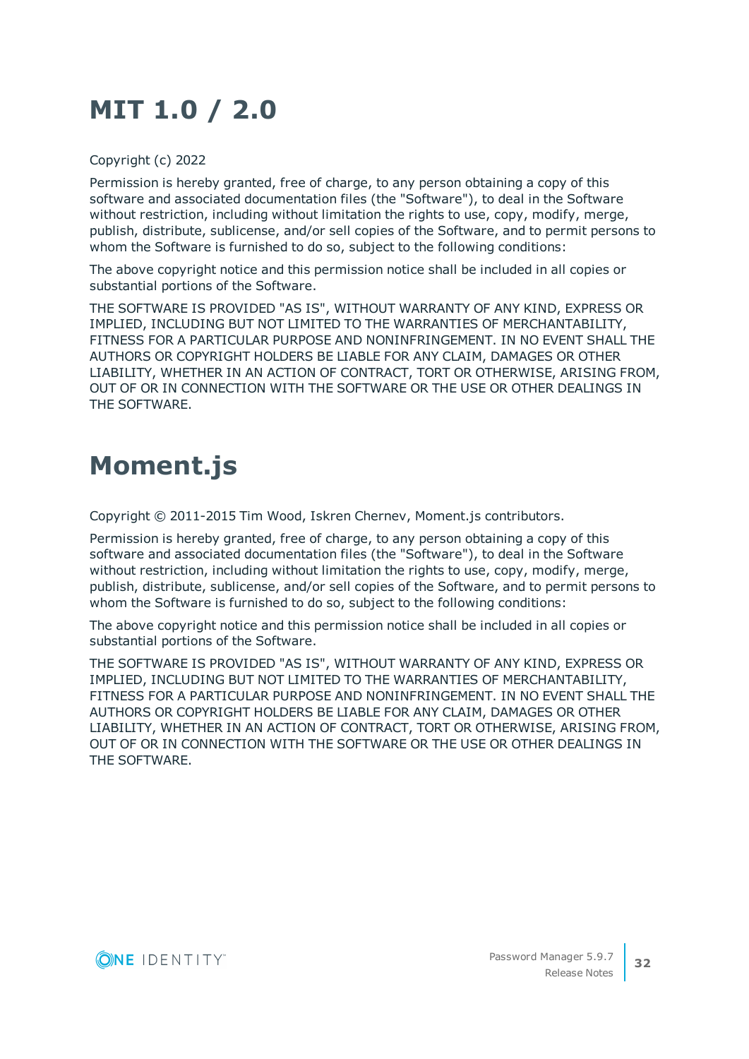# MIT 1.0 / 2.0

Copyright (c) 2022

Permission is hereby granted, free of charge, to any person obtaining a copy of this software and associated documentation files (the "Software"), to deal in the Software without restriction, including without limitation the rights to use, copy, modify, merge, publish, distribute, sublicense, and/or sell copies of the Software, and to permit persons to whom the Software is furnished to do so, subject to the following conditions:

The above copyright notice and this permission notice shall be included in all copies or substantial portions of the Software.

THE SOFTWARE IS PROVIDED "AS IS", WITHOUT WARRANTY OF ANY KIND, EXPRESS OR IMPLIED, INCLUDING BUT NOT LIMITED TO THE WARRANTIES OF MERCHANTABILITY, FITNESS FOR A PARTICULAR PURPOSE AND NONINFRINGEMENT. IN NO EVENT SHALL THE AUTHORS OR COPYRIGHT HOLDERS BE LIABLE FOR ANY CLAIM, DAMAGES OR OTHER LIABILITY, WHETHER IN AN ACTION OF CONTRACT, TORT OR OTHERWISE, ARISING FROM, OUT OF OR IN CONNECTION WITH THE SOFTWARE OR THE USE OR OTHER DEALINGS IN THE SOFTWARE.

# Moment.js

Copyright © 2011-2015 Tim Wood, Iskren Chernev, Moment.js contributors.

Permission is hereby granted, free of charge, to any person obtaining a copy of this software and associated documentation files (the "Software"), to deal in the Software without restriction, including without limitation the rights to use, copy, modify, merge, publish, distribute, sublicense, and/or sell copies of the Software, and to permit persons to whom the Software is furnished to do so, subject to the following conditions:

The above copyright notice and this permission notice shall be included in all copies or substantial portions of the Software.

THE SOFTWARE IS PROVIDED "AS IS", WITHOUT WARRANTY OF ANY KIND, EXPRESS OR IMPLIED, INCLUDING BUT NOT LIMITED TO THE WARRANTIES OF MERCHANTABILITY, FITNESS FOR A PARTICULAR PURPOSE AND NONINFRINGEMENT. IN NO EVENT SHALL THE AUTHORS OR COPYRIGHT HOLDERS BE LIABLE FOR ANY CLAIM, DAMAGES OR OTHER LIABILITY, WHETHER IN AN ACTION OF CONTRACT, TORT OR OTHERWISE, ARISING FROM, OUT OF OR IN CONNECTION WITH THE SOFTWARE OR THE USE OR OTHER DEALINGS IN THE SOFTWARE.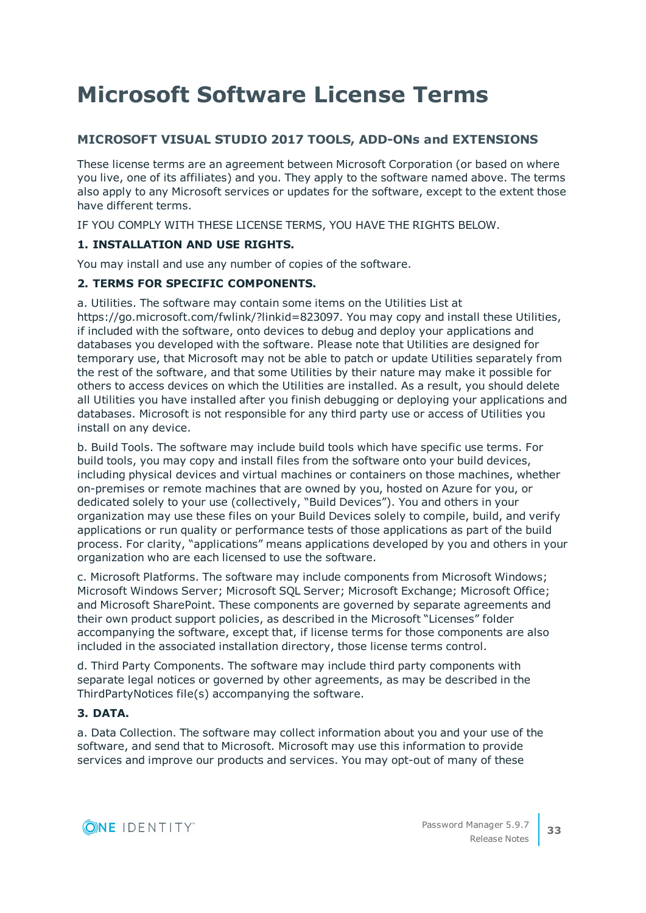# Microsoft Software License Terms

## MICROSOFT VISUAL STUDIO 2017 TOOLS, ADD-ONs and EXTENSIONS

These license terms are an agreement between Microsoft Corporation (or based on where you live, one of its affiliates) and you. They apply to the software named above. The terms also apply to any Microsoft services or updates for the software, except to the extent those have different terms.

IF YOU COMPLY WITH THESE LICENSE TERMS, YOU HAVE THE RIGHTS BELOW.

### 1. INSTALLATION AND USE RIGHTS.

You may install and use any number of copies of the software.

### 2. TERMS FOR SPECIFIC COMPONENTS.

a. Utilities. The software may contain some items on the Utilities List at https://go.microsoft.com/fwlink/?linkid=823097. You may copy and install these Utilities, if included with the software, onto devices to debug and deploy your applications and databases you developed with the software. Please note that Utilities are designed for temporary use, that Microsoft may not be able to patch or update Utilities separately from the rest of the software, and that some Utilities by their nature may make it possible for others to access devices on which the Utilities are installed. As a result, you should delete all Utilities you have installed after you finish debugging or deploying your applications and databases. Microsoft is not responsible for any third party use or access of Utilities you install on any device.

b. Build Tools. The software may include build tools which have specific use terms. For build tools, you may copy and install files from the software onto your build devices, including physical devices and virtual machines or containers on those machines, whether on-premises or remote machines that are owned by you, hosted on Azure for you, or dedicated solely to your use (collectively, “Build Devices”). You and others in your organization may use these files on your Build Devices solely to compile, build, and verify applications or run quality or performance tests of those applications as part of the build process. For clarity, “applications” means applications developed by you and others in your organization who are each licensed to use the software.

c. Microsoft Platforms. The software may include components from Microsoft Windows; Microsoft Windows Server; Microsoft SQL Server; Microsoft Exchange; Microsoft Office; and Microsoft SharePoint. These components are governed by separate agreements and their own product support policies, as described in the Microsoft “Licenses” folder accompanying the software, except that, if license terms for those components are also included in the associated installation directory, those license terms control.

d. Third Party Components. The software may include third party components with separate legal notices or governed by other agreements, as may be described in the ThirdPartyNotices file(s) accompanying the software.

### 3. DATA.

a. Data Collection. The software may collect information about you and your use of the software, and send that to Microsoft. Microsoft may use this information to provide services and improve our products and services. You may opt-out of many of these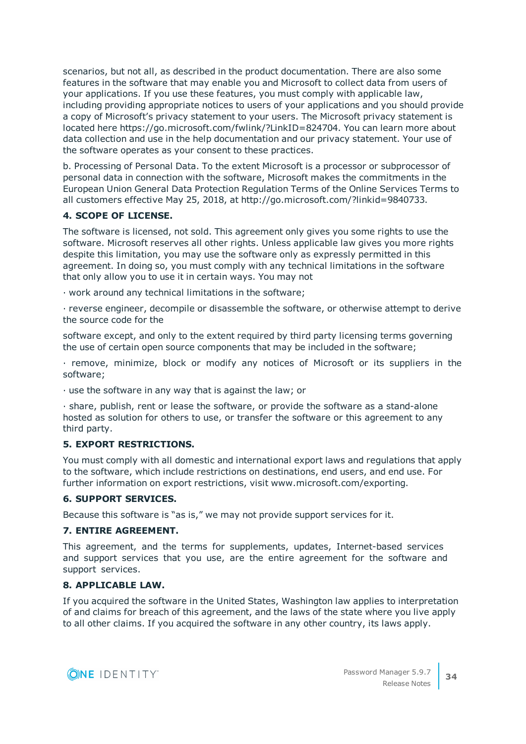scenarios, but not all, as described in the product documentation. There are also some features in the software that may enable you and Microsoft to collect data from users of your applications. If you use these features, you must comply with applicable law, including providing appropriate notices to users of your applications and you should provide a copy of Microsoft's privacy statement to your users. The Microsoft privacy statement is located here https://go.microsoft.com/fwlink/?LinkID=824704. You can learn more about data collection and use in the help documentation and our privacy statement. Your use of the software operates as your consent to these practices.

b. Processing of Personal Data. To the extent Microsoft is a processor or subprocessor of personal data in connection with the software, Microsoft makes the commitments in the European Union General Data Protection Regulation Terms of the Online Services Terms to all customers effective May 25, 2018, at http://go.microsoft.com/?linkid=9840733.

**4. SCOPE OF LICENSE.**

The software is licensed, not sold. This agreement only gives you some rights to use the software. Microsoft reserves all other rights. Unless applicable law gives you more rights despite this limitation, you may use the software only as expressly permitted in this agreement. In doing so, you must comply with any technical limitations in the software that only allow you to use it in certain ways. You may not

· work around any technical limitations in the software;

· reverse engineer, decompile or disassemble the software, or otherwise attempt to derive the source code for the

software except, and only to the extent required by third party licensing terms governing the use of certain open source components that may be included in the software;

· remove, minimize, block or modify any notices of Microsoft or its suppliers in the software;

· use the software in any way that is against the law; or

· share, publish, rent or lease the software, or provide the software as a stand-alone hosted as solution for others to use, or transfer the software or this agreement to any third party.

**5. EXPORT RESTRICTIONS.**

You must comply with all domestic and international export laws and regulations that apply to the software, which include restrictions on destinations, end users, and end use. For further information on export restrictions, visit www.microsoft.com/exporting.

**6. SUPPORT SERVICES.**

Because this software is "as is," we may not provide support services for it.

**7. ENTIRE AGREEMENT.**

This agreement, and the terms for supplements, updates, Internet-based services and support services that you use, are the entire agreement for the software and support services.

**8. APPLICABLE LAW.**

If you acquired the software in the United States, Washington law applies to interpretation of and claims for breach of this agreement, and the laws of the state where you live apply to all other claims. If you acquired the software in any other country, its laws apply.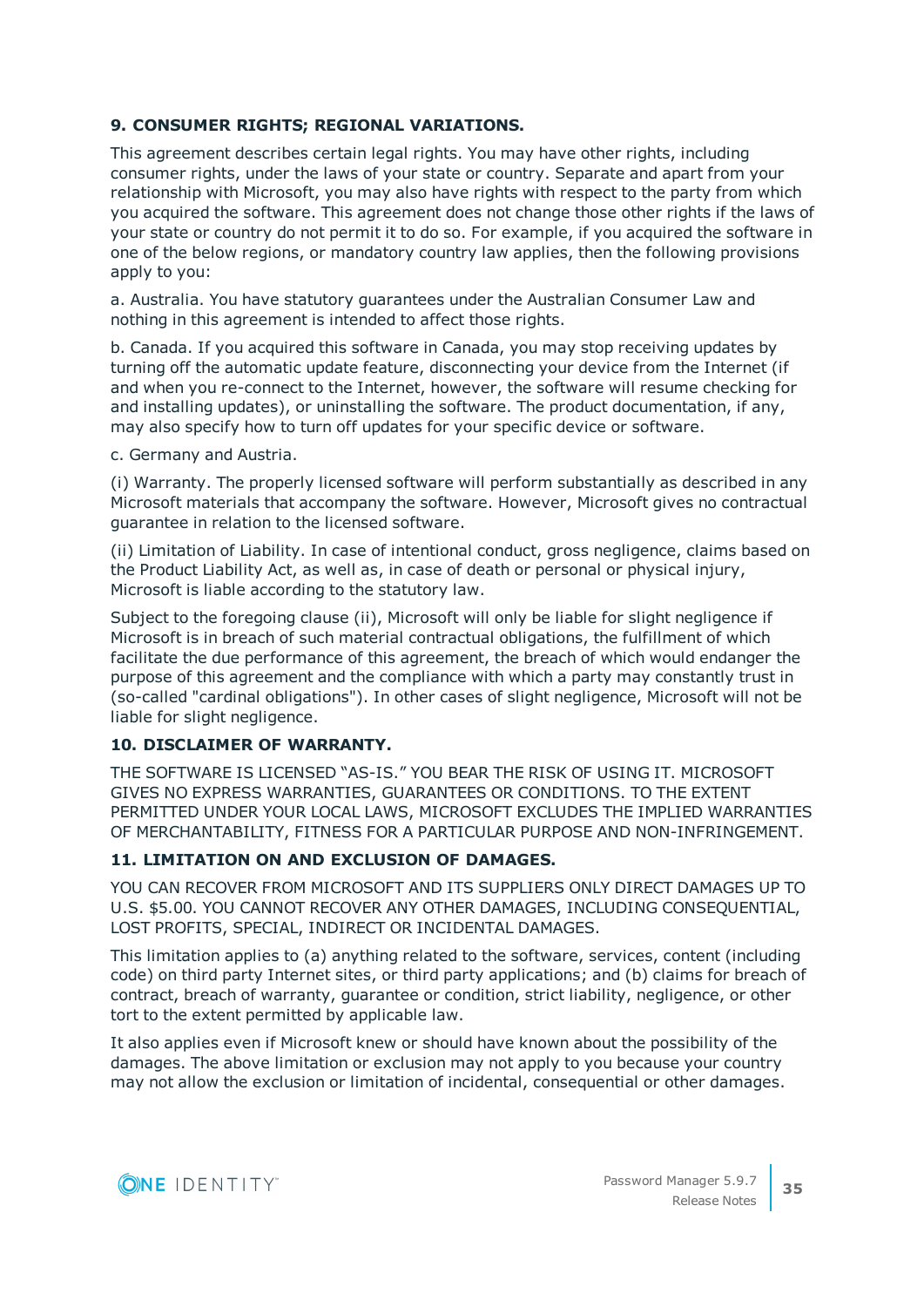**9. CONSUMER RIGHTS; REGIONAL VARIATIONS.**

This agreement describes certain legal rights. You may have other rights, including consumer rights, under the laws of your state or country. Separate and apart from your relationship with Microsoft, you may also have rights with respect to the party from which you acquired the software. This agreement does not change those other rights if the laws of your state or country do not permit it to do so. For example, if you acquired the software in one of the below regions, or mandatory country law applies, then the following provisions apply to you:

a. Australia. You have statutory guarantees under the Australian Consumer Law and nothing in this agreement is intended to affect those rights.

b. Canada. If you acquired this software in Canada, you may stop receiving updates by turning off the automatic update feature, disconnecting your device from the Internet (if and when you re-connect to the Internet, however, the software will resume checking for and installing updates), or uninstalling the software. The product documentation, if any, may also specify how to turn off updates for your specific device or software.

c. Germany and Austria.

(i) Warranty. The properly licensed software will perform substantially as described in any Microsoft materials that accompany the software. However, Microsoft gives no contractual guarantee in relation to the licensed software.

(ii) Limitation of Liability. In case of intentional conduct, gross negligence, claims based on the Product Liability Act, as well as, in case of death or personal or physical injury, Microsoft is liable according to the statutory law.

Subject to the foregoing clause (ii), Microsoft will only be liable for slight negligence if Microsoft is in breach of such material contractual obligations, the fulfillment of which facilitate the due performance of this agreement, the breach of which would endanger the purpose of this agreement and the compliance with which a party may constantly trust in (so-called "cardinal obligations"). In other cases of slight negligence, Microsoft will not be liable for slight negligence.

**10. DISCLAIMER OF WARRANTY.**

THE SOFTWARE IS LICENSED "AS-IS." YOU BEAR THE RISK OF USING IT. MICROSOFT GIVES NO EXPRESS WARRANTIES, GUARANTEES OR CONDITIONS. TO THE EXTENT PERMITTED UNDER YOUR LOCAL LAWS, MICROSOFT EXCLUDES THE IMPLIED WARRANTIES OF MERCHANTABILITY, FITNESS FOR A PARTICULAR PURPOSE AND NON-INFRINGEMENT.

**11. LIMITATION ON AND EXCLUSION OF DAMAGES.**

YOU CAN RECOVER FROM MICROSOFT AND ITS SUPPLIERS ONLY DIRECT DAMAGES UP TO U.S. $5.00. YOU CANNOT RECOVER ANY OTHER DAMAGES, INCLUDING CONSEQUENTIAL, LOST PROFITS, SPECIAL, INDIRECT OR INCIDENTAL DAMAGES.

This limitation applies to (a) anything related to the software, services, content (including code) on third party Internet sites, or third party applications; and (b) claims for breach of contract, breach of warranty, guarantee or condition, strict liability, negligence, or other tort to the extent permitted by applicable law.

It also applies even if Microsoft knew or should have known about the possibility of the damages. The above limitation or exclusion may not apply to you because your country may not allow the exclusion or limitation of incidental, consequential or other damages.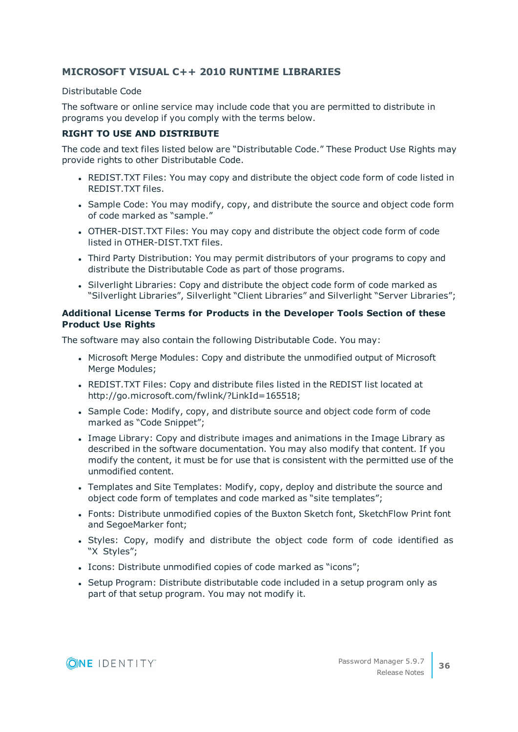### MICROSOFT VISUAL C++ 2010 RUNTIME LIBRARIES

Distributable Code

The software or online service may include code that you are permitted to distribute in programs you develop if you comply with the terms below.

**RIGHT TO USE AND DISTRIBUTE**

The code and text files listed below are "Distributable Code." These Product Use Rights may provide rights to other Distributable Code.

- REDIST.TXT Files: You may copy and distribute the object code form of code listed in REDIST.TXT files.
- Sample Code: You may modify, copy, and distribute the source and object code form of code marked as "sample."
- OTHER-DIST.TXT Files: You may copy and distribute the object code form of code listed in OTHER-DIST.TXT files.
- Third Party Distribution: You may permit distributors of your programs to copy and distribute the Distributable Code as part of those programs.
- Silverlight Libraries: Copy and distribute the object code form of code marked as "Silverlight Libraries", Silverlight "Client Libraries" and Silverlight "Server Libraries";

**Additional License Terms for Products in the Developer Tools Section of these Product Use Rights**

The software may also contain the following Distributable Code. You may:

- Microsoft Merge Modules: Copy and distribute the unmodified output of Microsoft Merge Modules;
- REDIST.TXT Files: Copy and distribute files listed in the REDIST list located at http://go.microsoft.com/fwlink/?LinkId=165518;
- Sample Code: Modify, copy, and distribute source and object code form of code marked as "Code Snippet";
- Image Library: Copy and distribute images and animations in the Image Library as described in the software documentation. You may also modify that content. If you modify the content, it must be for use that is consistent with the permitted use of the unmodified content.
- Templates and Site Templates: Modify, copy, deploy and distribute the source and object code form of templates and code marked as "site templates";
- Fonts: Distribute unmodified copies of the Buxton Sketch font, SketchFlow Print font and SegoeMarker font;
- Styles: Copy, modify and distribute the object code form of code identified as "X Styles";
- Icons: Distribute unmodified copies of code marked as "icons";
- Setup Program: Distribute distributable code included in a setup program only as part of that setup program. You may not modify it.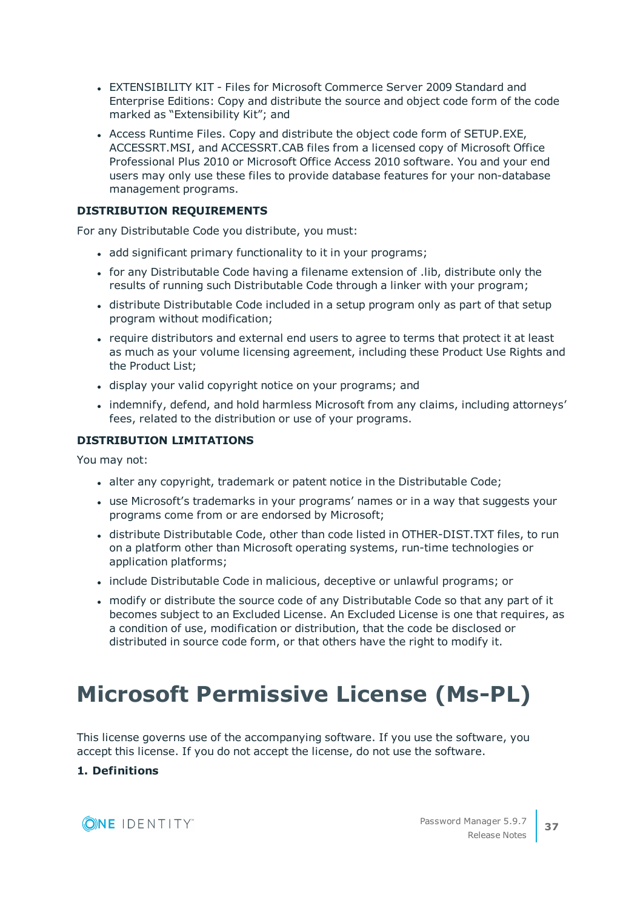- EXTENSIBILITY KIT - Files for Microsoft Commerce Server 2009 Standard and Enterprise Editions: Copy and distribute the source and object code form of the code marked as "Extensibility Kit"; and
- Access Runtime Files. Copy and distribute the object code form of SETUP.EXE, ACCESSRT.MSI, and ACCESSRT.CAB files from a licensed copy of Microsoft Office Professional Plus 2010 or Microsoft Office Access 2010 software. You and your end users may only use these files to provide database features for your non-database management programs.

**DISTRIBUTION REQUIREMENTS**

For any Distributable Code you distribute, you must:

- add significant primary functionality to it in your programs;
- for any Distributable Code having a filename extension of .lib, distribute only the results of running such Distributable Code through a linker with your program;
- distribute Distributable Code included in a setup program only as part of that setup program without modification;
- require distributors and external end users to agree to terms that protect it at least as much as your volume licensing agreement, including these Product Use Rights and the Product List;
- display your valid copyright notice on your programs; and
- indemnify, defend, and hold harmless Microsoft from any claims, including attorneys' fees, related to the distribution or use of your programs.

**DISTRIBUTION LIMITATIONS**

You may not:

- alter any copyright, trademark or patent notice in the Distributable Code;
- use Microsoft's trademarks in your programs' names or in a way that suggests your programs come from or are endorsed by Microsoft;
- distribute Distributable Code, other than code listed in OTHER-DIST.TXT files, to run on a platform other than Microsoft operating systems, run-time technologies or application platforms;
- include Distributable Code in malicious, deceptive or unlawful programs; or
- modify or distribute the source code of any Distributable Code so that any part of it becomes subject to an Excluded License. An Excluded License is one that requires, as a condition of use, modification or distribution, that the code be disclosed or distributed in source code form, or that others have the right to modify it.

# Microsoft Permissive License (Ms-PL)

This license governs use of the accompanying software. If you use the software, you accept this license. If you do not accept the license, do not use the software.

**1. Definitions**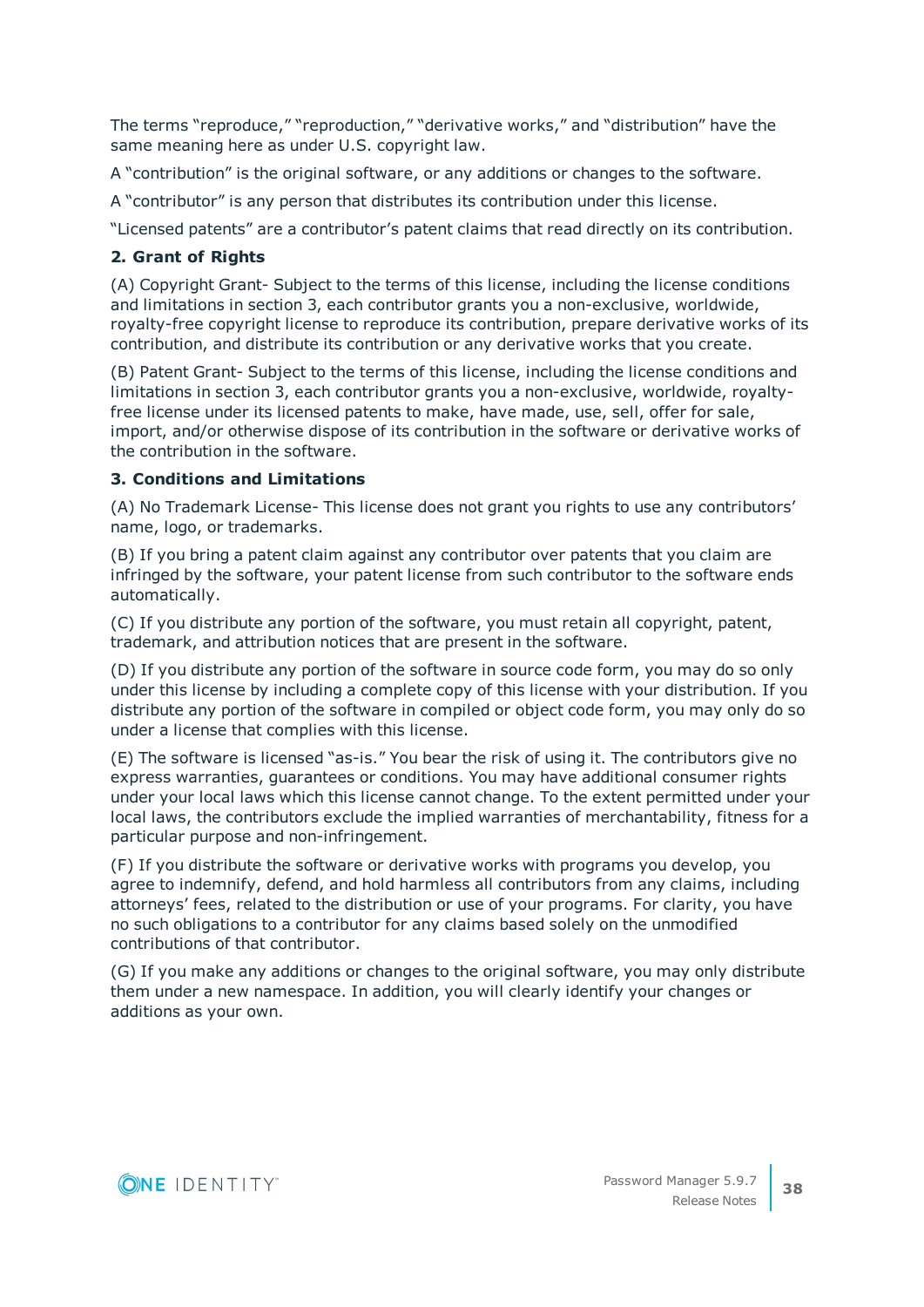The terms "reproduce," "reproduction," "derivative works," and "distribution" have the same meaning here as under U.S. copyright law.

A "contribution" is the original software, or any additions or changes to the software.

A "contributor" is any person that distributes its contribution under this license.

"Licensed patents" are a contributor's patent claims that read directly on its contribution.

**2. Grant of Rights**

(A) Copyright Grant- Subject to the terms of this license, including the license conditions and limitations in section 3, each contributor grants you a non-exclusive, worldwide, royalty-free copyright license to reproduce its contribution, prepare derivative works of its contribution, and distribute its contribution or any derivative works that you create.

(B) Patent Grant- Subject to the terms of this license, including the license conditions and limitations in section 3, each contributor grants you a non-exclusive, worldwide, royalty-free license under its licensed patents to make, have made, use, sell, offer for sale, import, and/or otherwise dispose of its contribution in the software or derivative works of the contribution in the software.

**3. Conditions and Limitations**

(A) No Trademark License- This license does not grant you rights to use any contributors' name, logo, or trademarks.

(B) If you bring a patent claim against any contributor over patents that you claim are infringed by the software, your patent license from such contributor to the software ends automatically.

(C) If you distribute any portion of the software, you must retain all copyright, patent, trademark, and attribution notices that are present in the software.

(D) If you distribute any portion of the software in source code form, you may do so only under this license by including a complete copy of this license with your distribution. If you distribute any portion of the software in compiled or object code form, you may only do so under a license that complies with this license.

(E) The software is licensed "as-is." You bear the risk of using it. The contributors give no express warranties, guarantees or conditions. You may have additional consumer rights under your local laws which this license cannot change. To the extent permitted under your local laws, the contributors exclude the implied warranties of merchantability, fitness for a particular purpose and non-infringement.

(F) If you distribute the software or derivative works with programs you develop, you agree to indemnify, defend, and hold harmless all contributors from any claims, including attorneys' fees, related to the distribution or use of your programs. For clarity, you have no such obligations to a contributor for any claims based solely on the unmodified contributions of that contributor.

(G) If you make any additions or changes to the original software, you may only distribute them under a new namespace. In addition, you will clearly identify your changes or additions as your own.